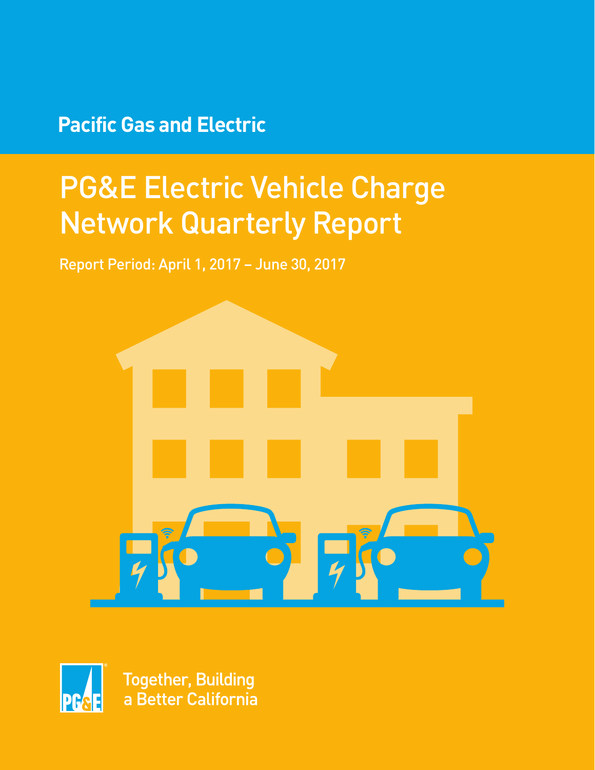Pacific Gas and Electric

# PG&E Electric Vehicle Charge Network Quarterly Report

Report Period: April 1, 2017 – June 30, 2017

Together, Building a Better California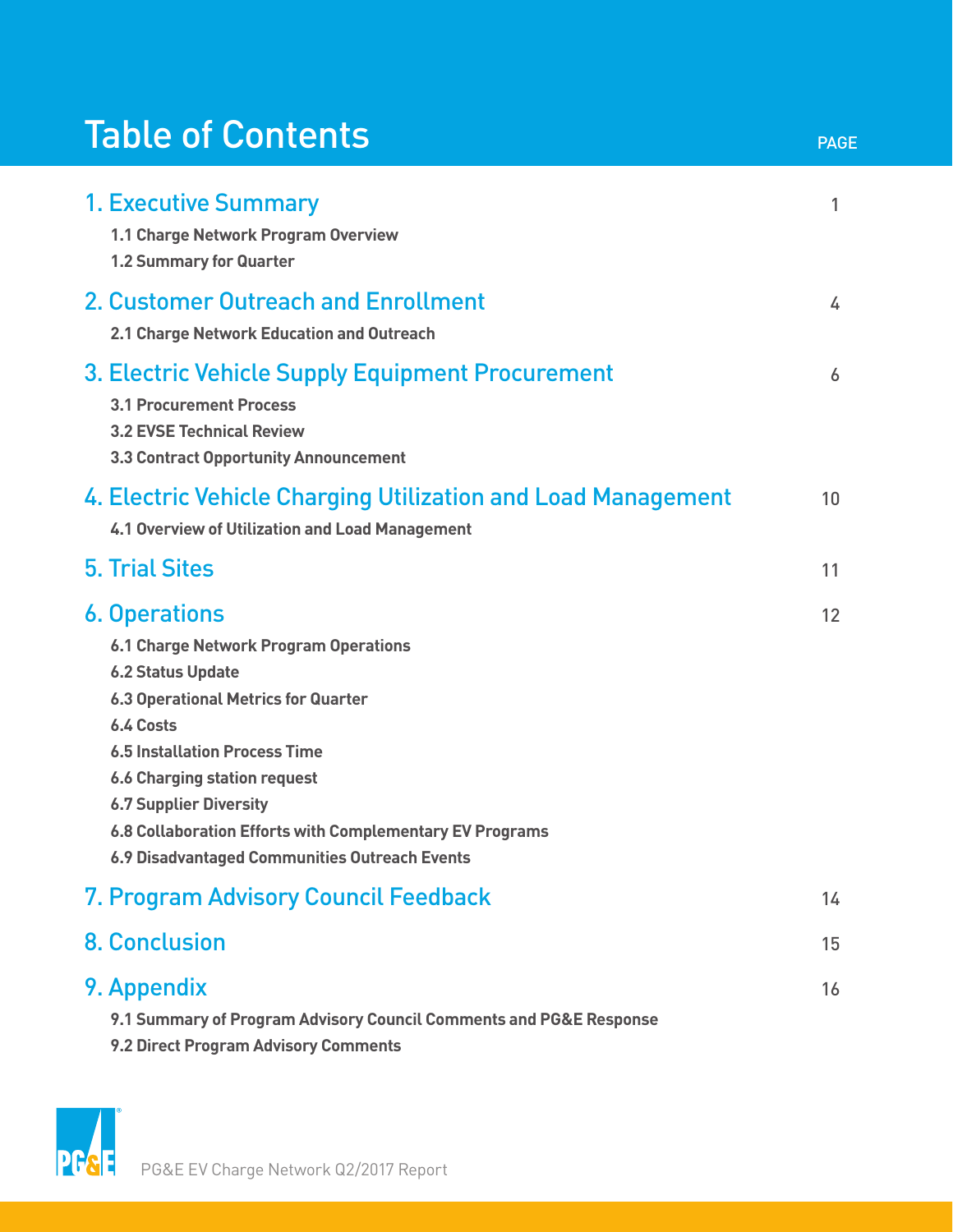# Table of Contents

| | PAGE |
|---|---|
| **1. Executive Summary** | 1 |
| 1.1 Charge Network Program Overview | |
| 1.2 Summary for Quarter | |
| **2. Customer Outreach and Enrollment** | 4 |
| 2.1 Charge Network Education and Outreach | |
| **3. Electric Vehicle Supply Equipment Procurement** | 6 |
| 3.1 Procurement Process | |
| 3.2 EVSE Technical Review | |
| 3.3 Contract Opportunity Announcement | |
| **4. Electric Vehicle Charging Utilization and Load Management** | 10 |
| 4.1 Overview of Utilization and Load Management | |
| **5. Trial Sites** | 11 |
| **6. Operations** | 12 |
| 6.1 Charge Network Program Operations | |
| 6.2 Status Update | |
| 6.3 Operational Metrics for Quarter | |
| 6.4 Costs | |
| 6.5 Installation Process Time | |
| 6.6 Charging station request | |
| 6.7 Supplier Diversity | |
| 6.8 Collaboration Efforts with Complementary EV Programs | |
| 6.9 Disadvantaged Communities Outreach Events | |
| **7. Program Advisory Council Feedback** | 14 |
| **8. Conclusion** | 15 |
| **9. Appendix** | 16 |
| 9.1 Summary of Program Advisory Council Comments and PG&E Response | |
| 9.2 Direct Program Advisory Comments | |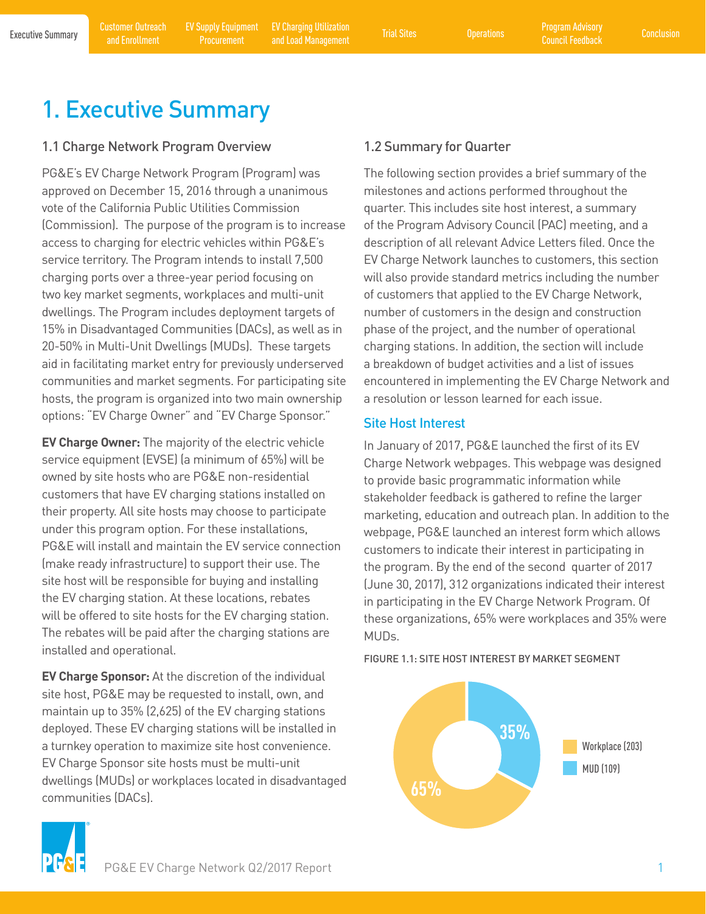# 1. Executive Summary

## 1.1 Charge Network Program Overview

PG&E's EV Charge Network Program (Program) was approved on December 15, 2016 through a unanimous vote of the California Public Utilities Commission (Commission). The purpose of the program is to increase access to charging for electric vehicles within PG&E's service territory. The Program intends to install 7,500 charging ports over a three-year period focusing on two key market segments, workplaces and multi-unit dwellings. The Program includes deployment targets of 15% in Disadvantaged Communities (DACs), as well as in 20-50% in Multi-Unit Dwellings (MUDs). These targets aid in facilitating market entry for previously underserved communities and market segments. For participating site hosts, the program is organized into two main ownership options: "EV Charge Owner" and "EV Charge Sponsor."

**EV Charge Owner:** The majority of the electric vehicle service equipment (EVSE) (a minimum of 65%) will be owned by site hosts who are PG&E non-residential customers that have EV charging stations installed on their property. All site hosts may choose to participate under this program option. For these installations, PG&E will install and maintain the EV service connection (make ready infrastructure) to support their use. The site host will be responsible for buying and installing the EV charging station. At these locations, rebates will be offered to site hosts for the EV charging station. The rebates will be paid after the charging stations are installed and operational.

**EV Charge Sponsor:** At the discretion of the individual site host, PG&E may be requested to install, own, and maintain up to 35% (2,625) of the EV charging stations deployed. These EV charging stations will be installed in a turnkey operation to maximize site host convenience. EV Charge Sponsor site hosts must be multi-unit dwellings (MUDs) or workplaces located in disadvantaged communities (DACs).

## 1.2 Summary for Quarter

The following section provides a brief summary of the milestones and actions performed throughout the quarter. This includes site host interest, a summary of the Program Advisory Council (PAC) meeting, and a description of all relevant Advice Letters filed. Once the EV Charge Network launches to customers, this section will also provide standard metrics including the number of customers that applied to the EV Charge Network, number of customers in the design and construction phase of the project, and the number of operational charging stations. In addition, the section will include a breakdown of budget activities and a list of issues encountered in implementing the EV Charge Network and a resolution or lesson learned for each issue.

### Site Host Interest

In January of 2017, PG&E launched the first of its EV Charge Network webpages. This webpage was designed to provide basic programmatic information while stakeholder feedback is gathered to refine the larger marketing, education and outreach plan. In addition to the webpage, PG&E launched an interest form which allows customers to indicate their interest in participating in the program. By the end of the second quarter of 2017 (June 30, 2017), 312 organizations indicated their interest in participating in the EV Charge Network Program. Of these organizations, 65% were workplaces and 35% were MUDs.

FIGURE 1.1: SITE HOST INTEREST BY MARKET SEGMENT

| Segment | Count | Share |
|---|---|---|
| Workplace | 203 | 65% |
| MUD | 109 | 35% |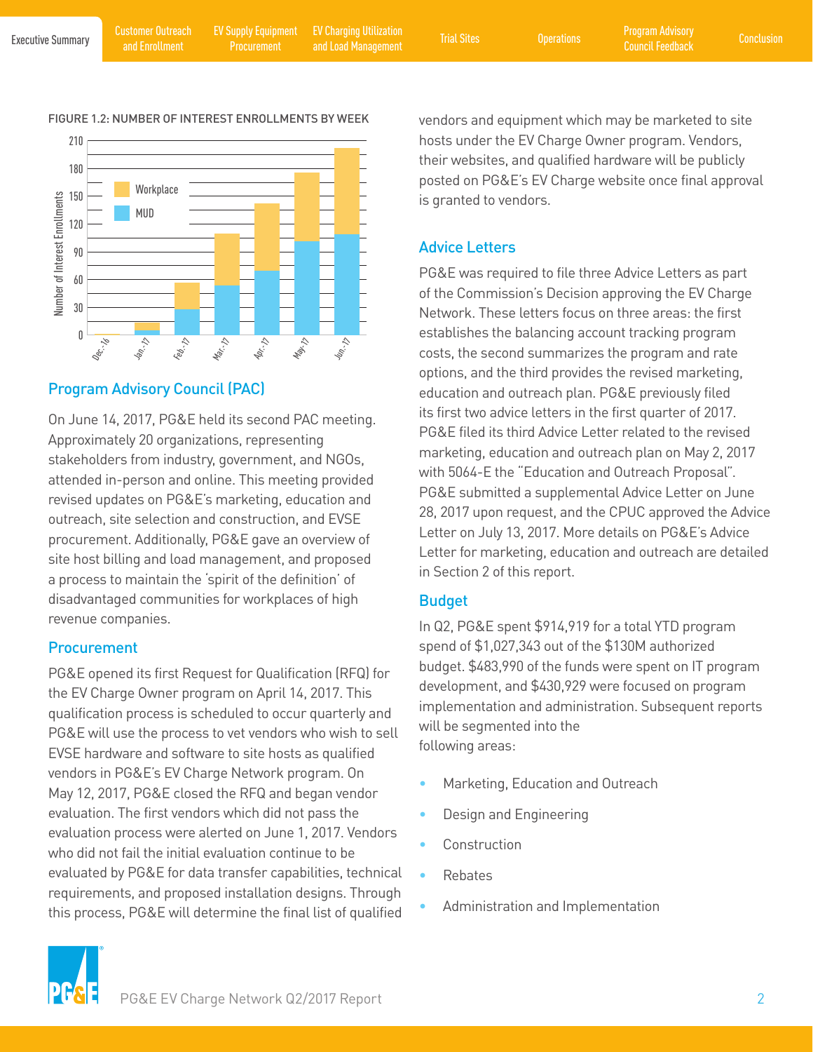FIGURE 1.2: NUMBER OF INTEREST ENROLLMENTS BY WEEK

## Program Advisory Council (PAC)

On June 14, 2017, PG&E held its second PAC meeting. Approximately 20 organizations, representing stakeholders from industry, government, and NGOs, attended in-person and online. This meeting provided revised updates on PG&E's marketing, education and outreach, site selection and construction, and EVSE procurement. Additionally, PG&E gave an overview of site host billing and load management, and proposed a process to maintain the 'spirit of the definition' of disadvantaged communities for workplaces of high revenue companies.

## Procurement

PG&E opened its first Request for Qualification (RFQ) for the EV Charge Owner program on April 14, 2017. This qualification process is scheduled to occur quarterly and PG&E will use the process to vet vendors who wish to sell EVSE hardware and software to site hosts as qualified vendors in PG&E's EV Charge Network program. On May 12, 2017, PG&E closed the RFQ and began vendor evaluation. The first vendors which did not pass the evaluation process were alerted on June 1, 2017. Vendors who did not fail the initial evaluation continue to be evaluated by PG&E for data transfer capabilities, technical requirements, and proposed installation designs. Through this process, PG&E will determine the final list of qualified vendors and equipment which may be marketed to site hosts under the EV Charge Owner program. Vendors, their websites, and qualified hardware will be publicly posted on PG&E's EV Charge website once final approval is granted to vendors.

## Advice Letters

PG&E was required to file three Advice Letters as part of the Commission's Decision approving the EV Charge Network. These letters focus on three areas: the first establishes the balancing account tracking program costs, the second summarizes the program and rate options, and the third provides the revised marketing, education and outreach plan. PG&E previously filed its first two advice letters in the first quarter of 2017. PG&E filed its third Advice Letter related to the revised marketing, education and outreach plan on May 2, 2017 with 5064-E the "Education and Outreach Proposal". PG&E submitted a supplemental Advice Letter on June 28, 2017 upon request, and the CPUC approved the Advice Letter on July 13, 2017. More details on PG&E's Advice Letter for marketing, education and outreach are detailed in Section 2 of this report.

## Budget

In Q2, PG&E spent $914,919 for a total YTD program spend of $1,027,343 out of the $130M authorized budget. $483,990 of the funds were spent on IT program development, and $430,929 were focused on program implementation and administration. Subsequent reports will be segmented into the following areas:

- Marketing, Education and Outreach
- Design and Engineering
- Construction
- Rebates
- Administration and Implementation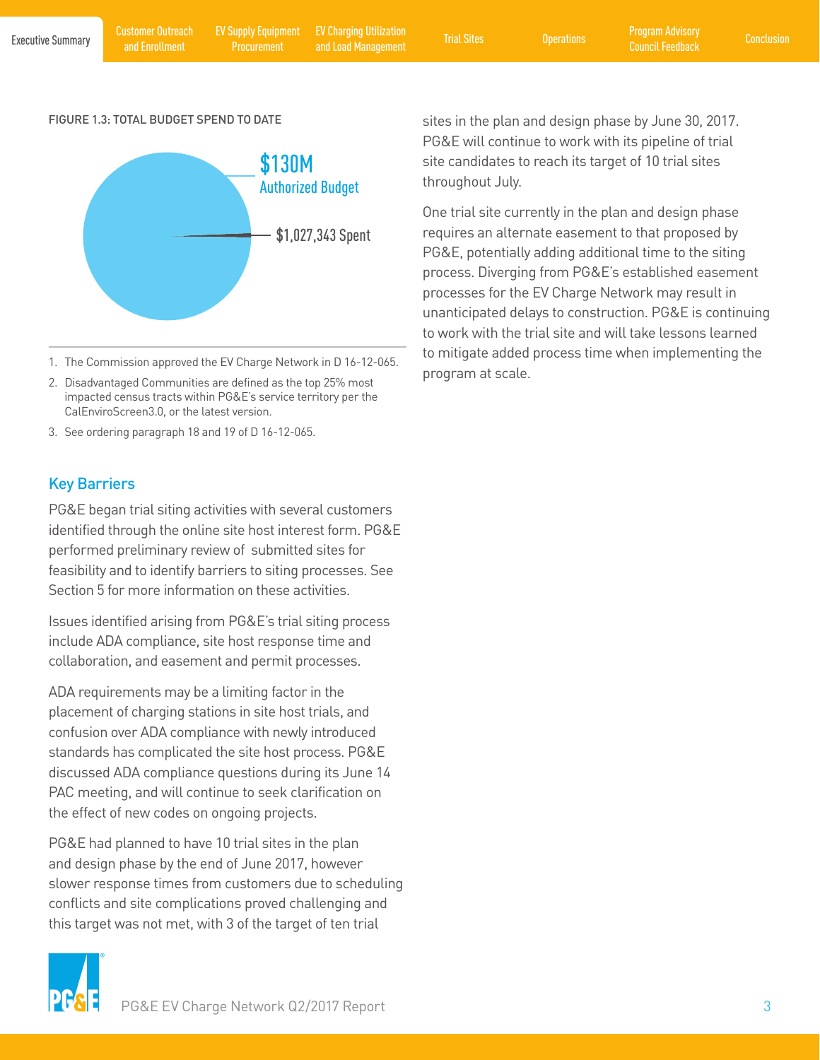FIGURE 1.3: TOTAL BUDGET SPEND TO DATE

$130M Authorized Budget

$1,027,343 Spent

1. The Commission approved the EV Charge Network in D 16-12-065.
2. Disadvantaged Communities are defined as the top 25% most impacted census tracts within PG&E's service territory per the CalEnviroScreen3.0, or the latest version.
3. See ordering paragraph 18 and 19 of D 16-12-065.

### Key Barriers

PG&E began trial siting activities with several customers identified through the online site host interest form. PG&E performed preliminary review of submitted sites for feasibility and to identify barriers to siting processes. See Section 5 for more information on these activities.

Issues identified arising from PG&E's trial siting process include ADA compliance, site host response time and collaboration, and easement and permit processes.

ADA requirements may be a limiting factor in the placement of charging stations in site host trials, and confusion over ADA compliance with newly introduced standards has complicated the site host process. PG&E discussed ADA compliance questions during its June 14 PAC meeting, and will continue to seek clarification on the effect of new codes on ongoing projects.

PG&E had planned to have 10 trial sites in the plan and design phase by the end of June 2017, however slower response times from customers due to scheduling conflicts and site complications proved challenging and this target was not met, with 3 of the target of ten trial sites in the plan and design phase by June 30, 2017. PG&E will continue to work with its pipeline of trial site candidates to reach its target of 10 trial sites throughout July.

One trial site currently in the plan and design phase requires an alternate easement to that proposed by PG&E, potentially adding additional time to the siting process. Diverging from PG&E's established easement processes for the EV Charge Network may result in unanticipated delays to construction. PG&E is continuing to work with the trial site and will take lessons learned to mitigate added process time when implementing the program at scale.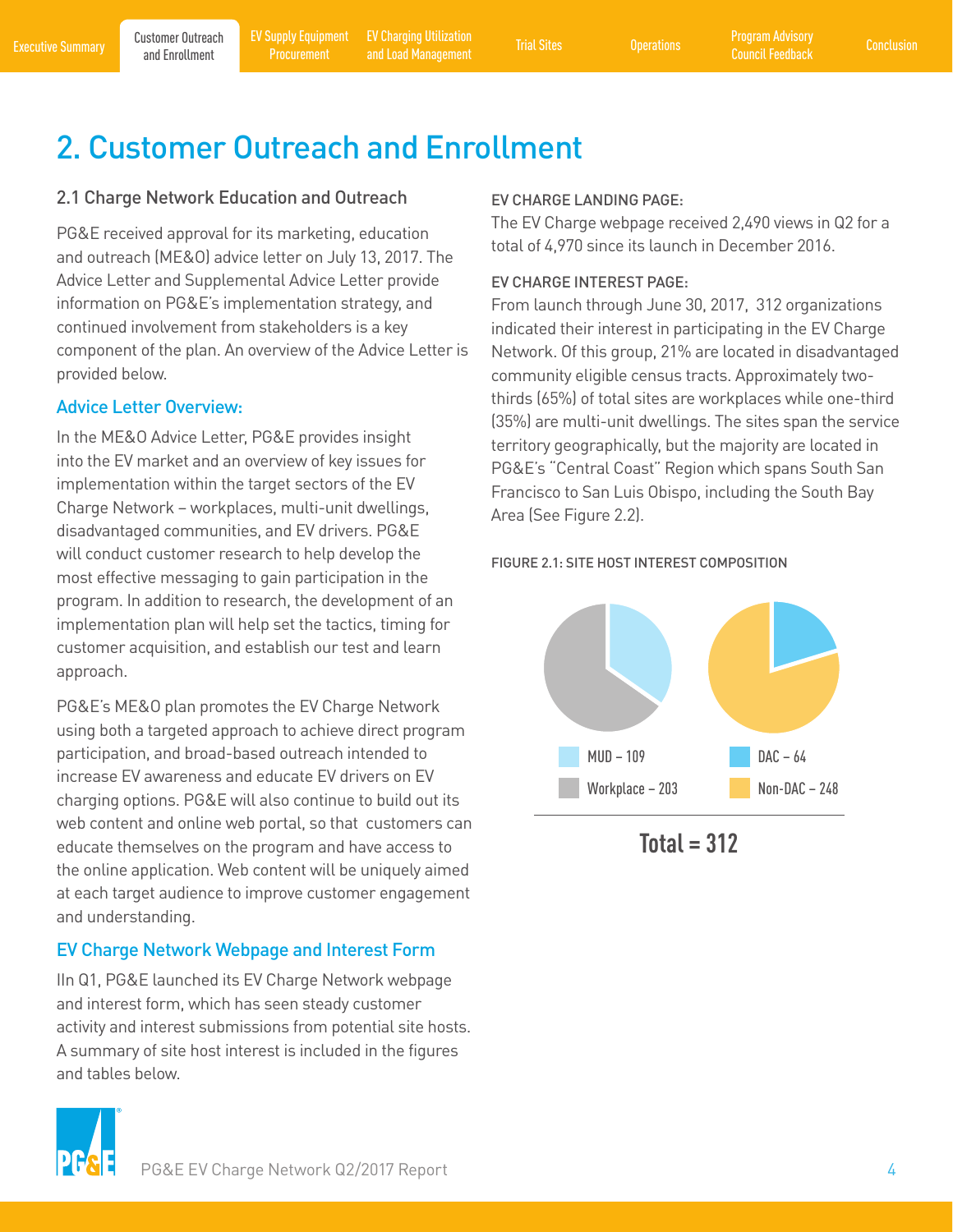# 2. Customer Outreach and Enrollment

## 2.1 Charge Network Education and Outreach

PG&E received approval for its marketing, education and outreach (ME&O) advice letter on July 13, 2017. The Advice Letter and Supplemental Advice Letter provide information on PG&E's implementation strategy, and continued involvement from stakeholders is a key component of the plan. An overview of the Advice Letter is provided below.

### Advice Letter Overview:

In the ME&O Advice Letter, PG&E provides insight into the EV market and an overview of key issues for implementation within the target sectors of the EV Charge Network – workplaces, multi-unit dwellings, disadvantaged communities, and EV drivers. PG&E will conduct customer research to help develop the most effective messaging to gain participation in the program. In addition to research, the development of an implementation plan will help set the tactics, timing for customer acquisition, and establish our test and learn approach.

PG&E's ME&O plan promotes the EV Charge Network using both a targeted approach to achieve direct program participation, and broad-based outreach intended to increase EV awareness and educate EV drivers on EV charging options. PG&E will also continue to build out its web content and online web portal, so that customers can educate themselves on the program and have access to the online application. Web content will be uniquely aimed at each target audience to improve customer engagement and understanding.

### EV Charge Network Webpage and Interest Form

IIn Q1, PG&E launched its EV Charge Network webpage and interest form, which has seen steady customer activity and interest submissions from potential site hosts. A summary of site host interest is included in the figures and tables below.

EV CHARGE LANDING PAGE:

The EV Charge webpage received 2,490 views in Q2 for a total of 4,970 since its launch in December 2016.

EV CHARGE INTEREST PAGE:

From launch through June 30, 2017, 312 organizations indicated their interest in participating in the EV Charge Network. Of this group, 21% are located in disadvantaged community eligible census tracts. Approximately two-thirds (65%) of total sites are workplaces while one-third (35%) are multi-unit dwellings. The sites span the service territory geographically, but the majority are located in PG&E's "Central Coast" Region which spans South San Francisco to San Luis Obispo, including the South Bay Area (See Figure 2.2).

FIGURE 2.1: SITE HOST INTEREST COMPOSITION

MUD – 109
Workplace – 203

DAC – 64
Non-DAC – 248

**Total = 312**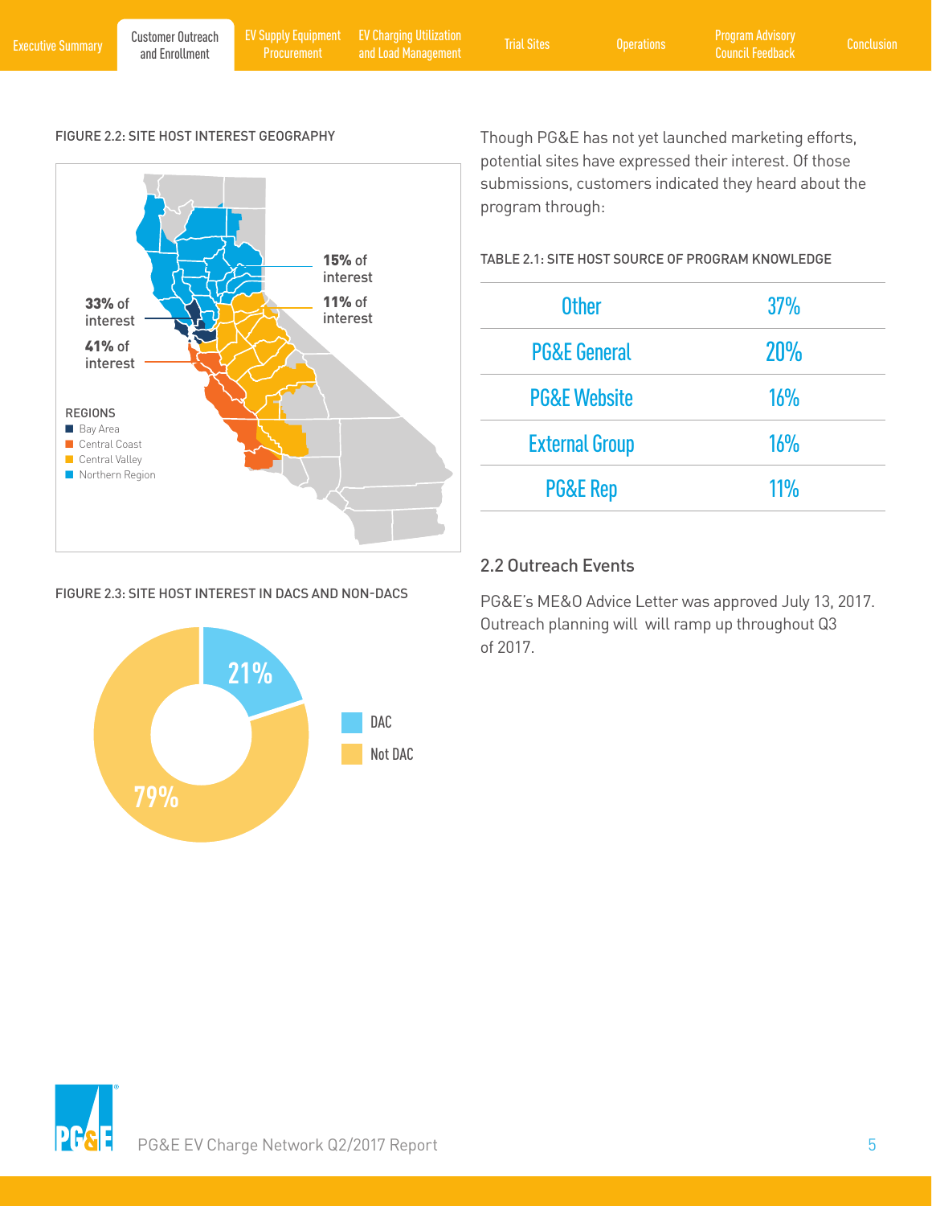FIGURE 2.2: SITE HOST INTEREST GEOGRAPHY

33% of interest

41% of interest

15% of interest

11% of interest

REGIONS
- Bay Area
- Central Coast
- Central Valley
- Northern Region

FIGURE 2.3: SITE HOST INTEREST IN DACS AND NON-DACS

- DAC: 21%
- Not DAC: 79%

Though PG&E has not yet launched marketing efforts, potential sites have expressed their interest. Of those submissions, customers indicated they heard about the program through:

TABLE 2.1: SITE HOST SOURCE OF PROGRAM KNOWLEDGE

| Source | Percentage |
|---|---|
| Other | 37% |
| PG&E General | 20% |
| PG&E Website | 16% |
| External Group | 16% |
| PG&E Rep | 11% |

## 2.2 Outreach Events

PG&E's ME&O Advice Letter was approved July 13, 2017. Outreach planning will will ramp up throughout Q3 of 2017.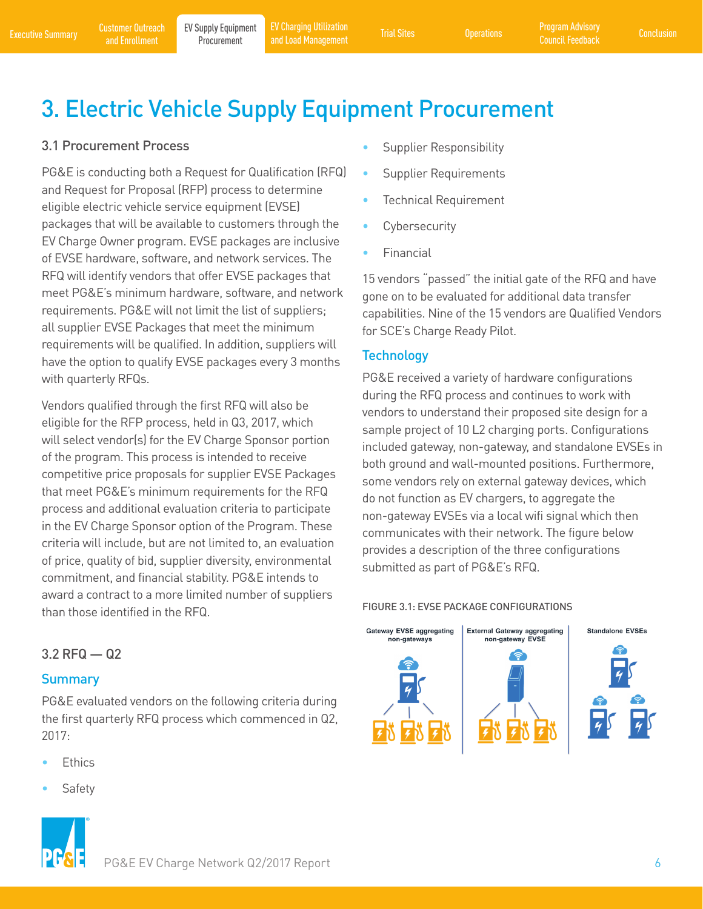# 3. Electric Vehicle Supply Equipment Procurement

## 3.1 Procurement Process

PG&E is conducting both a Request for Qualification (RFQ) and Request for Proposal (RFP) process to determine eligible electric vehicle service equipment (EVSE) packages that will be available to customers through the EV Charge Owner program. EVSE packages are inclusive of EVSE hardware, software, and network services. The RFQ will identify vendors that offer EVSE packages that meet PG&E's minimum hardware, software, and network requirements. PG&E will not limit the list of suppliers; all supplier EVSE Packages that meet the minimum requirements will be qualified. In addition, suppliers will have the option to qualify EVSE packages every 3 months with quarterly RFQs.

Vendors qualified through the first RFQ will also be eligible for the RFP process, held in Q3, 2017, which will select vendor(s) for the EV Charge Sponsor portion of the program. This process is intended to receive competitive price proposals for supplier EVSE Packages that meet PG&E's minimum requirements for the RFQ process and additional evaluation criteria to participate in the EV Charge Sponsor option of the Program. These criteria will include, but are not limited to, an evaluation of price, quality of bid, supplier diversity, environmental commitment, and financial stability. PG&E intends to award a contract to a more limited number of suppliers than those identified in the RFQ.

## 3.2 RFQ — Q2

### Summary

PG&E evaluated vendors on the following criteria during the first quarterly RFQ process which commenced in Q2, 2017:

- Ethics
- Safety
- Supplier Responsibility
- Supplier Requirements
- Technical Requirement
- Cybersecurity
- Financial

15 vendors "passed" the initial gate of the RFQ and have gone on to be evaluated for additional data transfer capabilities. Nine of the 15 vendors are Qualified Vendors for SCE's Charge Ready Pilot.

### Technology

PG&E received a variety of hardware configurations during the RFQ process and continues to work with vendors to understand their proposed site design for a sample project of 10 L2 charging ports. Configurations included gateway, non-gateway, and standalone EVSEs in both ground and wall-mounted positions. Furthermore, some vendors rely on external gateway devices, which do not function as EV chargers, to aggregate the non-gateway EVSEs via a local wifi signal which then communicates with their network. The figure below provides a description of the three configurations submitted as part of PG&E's RFQ.

FIGURE 3.1: EVSE PACKAGE CONFIGURATIONS

Gateway EVSE aggregating non-gateways | External Gateway aggregating non-gateway EVSE | Standalone EVSEs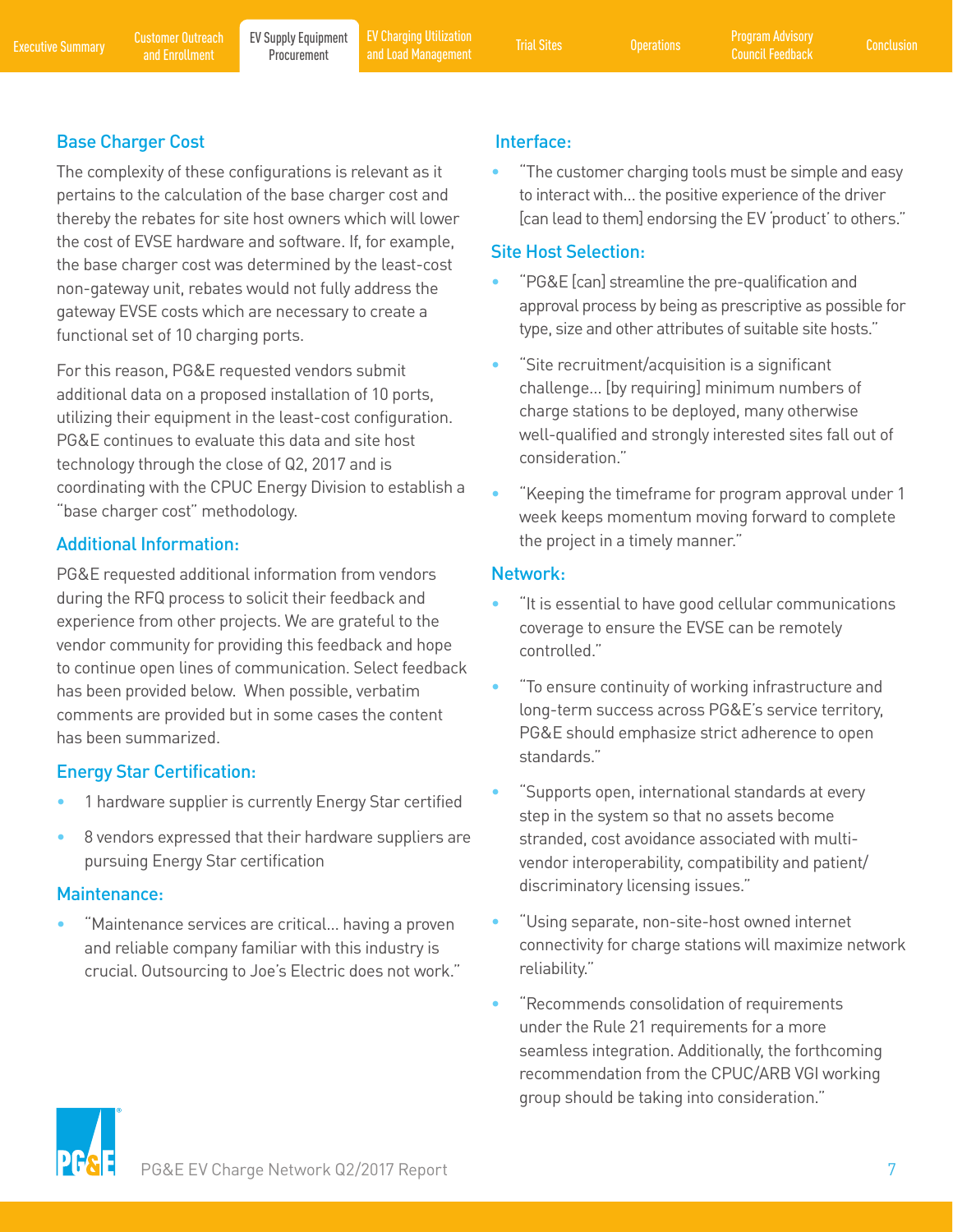## Base Charger Cost

The complexity of these configurations is relevant as it pertains to the calculation of the base charger cost and thereby the rebates for site host owners which will lower the cost of EVSE hardware and software. If, for example, the base charger cost was determined by the least-cost non-gateway unit, rebates would not fully address the gateway EVSE costs which are necessary to create a functional set of 10 charging ports.

For this reason, PG&E requested vendors submit additional data on a proposed installation of 10 ports, utilizing their equipment in the least-cost configuration. PG&E continues to evaluate this data and site host technology through the close of Q2, 2017 and is coordinating with the CPUC Energy Division to establish a "base charger cost" methodology.

## Additional Information:

PG&E requested additional information from vendors during the RFQ process to solicit their feedback and experience from other projects. We are grateful to the vendor community for providing this feedback and hope to continue open lines of communication. Select feedback has been provided below. When possible, verbatim comments are provided but in some cases the content has been summarized.

## Energy Star Certification:

- 1 hardware supplier is currently Energy Star certified
- 8 vendors expressed that their hardware suppliers are pursuing Energy Star certification

## Maintenance:

- "Maintenance services are critical… having a proven and reliable company familiar with this industry is crucial. Outsourcing to Joe's Electric does not work."

## Interface:

- "The customer charging tools must be simple and easy to interact with… the positive experience of the driver [can lead to them] endorsing the EV 'product' to others."

## Site Host Selection:

- "PG&E [can] streamline the pre-qualification and approval process by being as prescriptive as possible for type, size and other attributes of suitable site hosts."
- "Site recruitment/acquisition is a significant challenge… [by requiring] minimum numbers of charge stations to be deployed, many otherwise well-qualified and strongly interested sites fall out of consideration."
- "Keeping the timeframe for program approval under 1 week keeps momentum moving forward to complete the project in a timely manner."

## Network:

- "It is essential to have good cellular communications coverage to ensure the EVSE can be remotely controlled."
- "To ensure continuity of working infrastructure and long-term success across PG&E's service territory, PG&E should emphasize strict adherence to open standards."
- "Supports open, international standards at every step in the system so that no assets become stranded, cost avoidance associated with multi-vendor interoperability, compatibility and patient/discriminatory licensing issues."
- "Using separate, non-site-host owned internet connectivity for charge stations will maximize network reliability."
- "Recommends consolidation of requirements under the Rule 21 requirements for a more seamless integration. Additionally, the forthcoming recommendation from the CPUC/ARB VGI working group should be taking into consideration."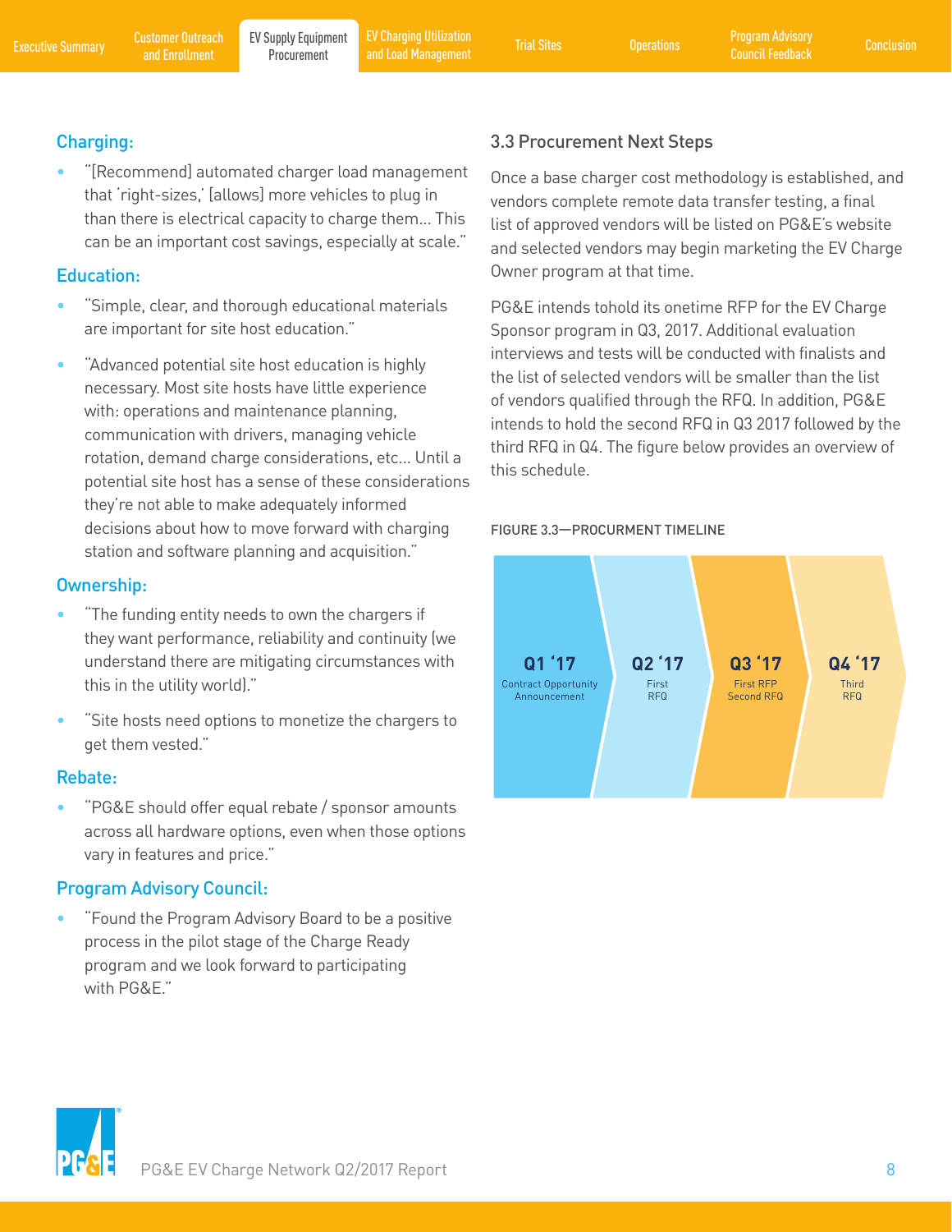**Charging:**

- "[Recommend] automated charger load management that 'right-sizes,' [allows] more vehicles to plug in than there is electrical capacity to charge them… This can be an important cost savings, especially at scale."

**Education:**

- "Simple, clear, and thorough educational materials are important for site host education."
- "Advanced potential site host education is highly necessary. Most site hosts have little experience with: operations and maintenance planning, communication with drivers, managing vehicle rotation, demand charge considerations, etc… Until a potential site host has a sense of these considerations they're not able to make adequately informed decisions about how to move forward with charging station and software planning and acquisition."

**Ownership:**

- "The funding entity needs to own the chargers if they want performance, reliability and continuity (we understand there are mitigating circumstances with this in the utility world)."
- "Site hosts need options to monetize the chargers to get them vested."

**Rebate:**

- "PG&E should offer equal rebate / sponsor amounts across all hardware options, even when those options vary in features and price."

**Program Advisory Council:**

- "Found the Program Advisory Board to be a positive process in the pilot stage of the Charge Ready program and we look forward to participating with PG&E."

### 3.3 Procurement Next Steps

Once a base charger cost methodology is established, and vendors complete remote data transfer testing, a final list of approved vendors will be listed on PG&E's website and selected vendors may begin marketing the EV Charge Owner program at that time.

PG&E intends tohold its onetime RFP for the EV Charge Sponsor program in Q3, 2017. Additional evaluation interviews and tests will be conducted with finalists and the list of selected vendors will be smaller than the list of vendors qualified through the RFQ. In addition, PG&E intends to hold the second RFQ in Q3 2017 followed by the third RFQ in Q4. The figure below provides an overview of this schedule.

FIGURE 3.3—PROCURMENT TIMELINE

| Q1 '17 | Q2 '17 | Q3 '17 | Q4 '17 |
|---|---|---|---|
| Contract Opportunity Announcement | First RFQ | First RFP Second RFQ | Third RFQ |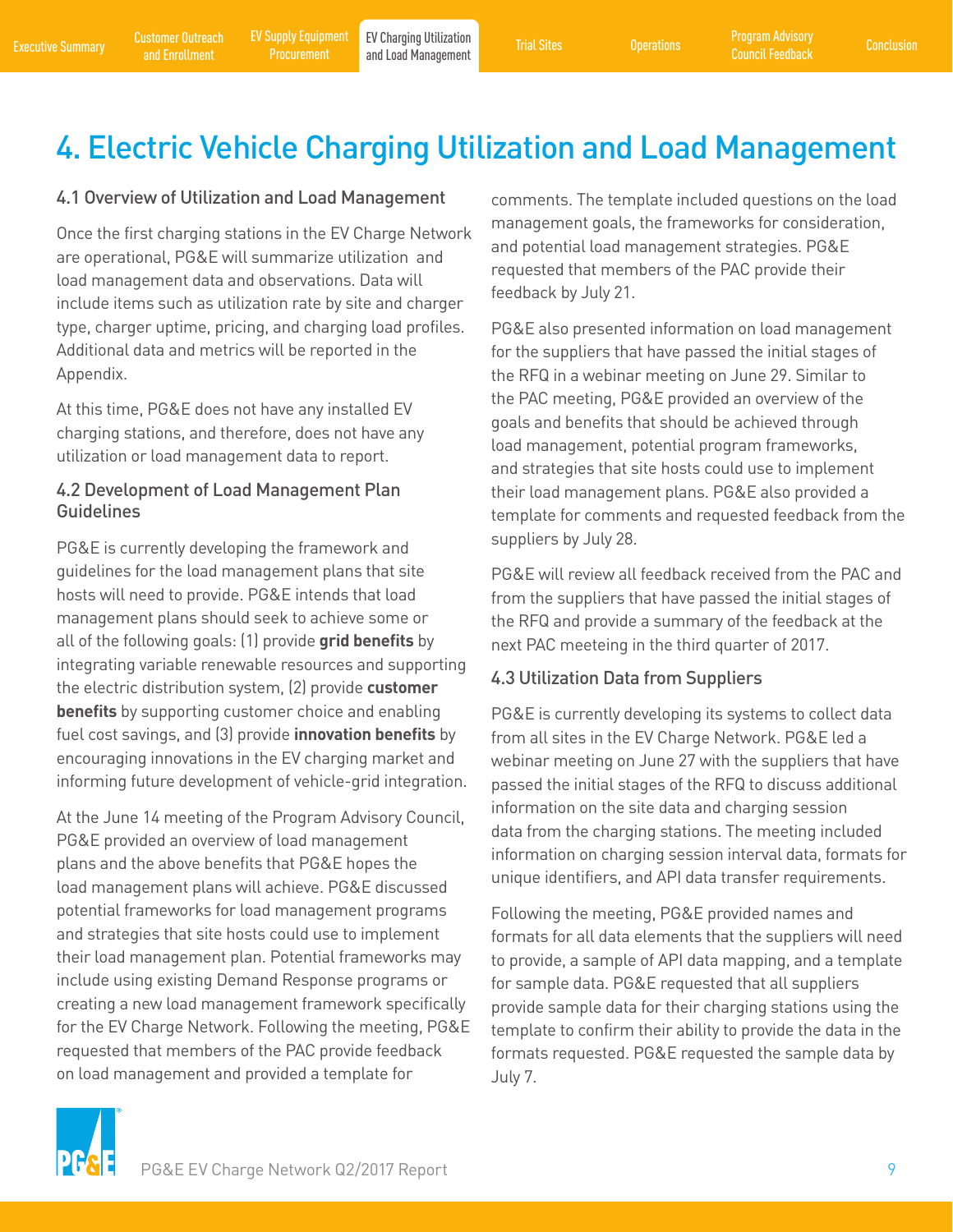# 4. Electric Vehicle Charging Utilization and Load Management

## 4.1 Overview of Utilization and Load Management

Once the first charging stations in the EV Charge Network are operational, PG&E will summarize utilization and load management data and observations. Data will include items such as utilization rate by site and charger type, charger uptime, pricing, and charging load profiles. Additional data and metrics will be reported in the Appendix.

At this time, PG&E does not have any installed EV charging stations, and therefore, does not have any utilization or load management data to report.

## 4.2 Development of Load Management Plan Guidelines

PG&E is currently developing the framework and guidelines for the load management plans that site hosts will need to provide. PG&E intends that load management plans should seek to achieve some or all of the following goals: (1) provide **grid benefits** by integrating variable renewable resources and supporting the electric distribution system, (2) provide **customer benefits** by supporting customer choice and enabling fuel cost savings, and (3) provide **innovation benefits** by encouraging innovations in the EV charging market and informing future development of vehicle-grid integration.

At the June 14 meeting of the Program Advisory Council, PG&E provided an overview of load management plans and the above benefits that PG&E hopes the load management plans will achieve. PG&E discussed potential frameworks for load management programs and strategies that site hosts could use to implement their load management plan. Potential frameworks may include using existing Demand Response programs or creating a new load management framework specifically for the EV Charge Network. Following the meeting, PG&E requested that members of the PAC provide feedback on load management and provided a template for comments. The template included questions on the load management goals, the frameworks for consideration, and potential load management strategies. PG&E requested that members of the PAC provide their feedback by July 21.

PG&E also presented information on load management for the suppliers that have passed the initial stages of the RFQ in a webinar meeting on June 29. Similar to the PAC meeting, PG&E provided an overview of the goals and benefits that should be achieved through load management, potential program frameworks, and strategies that site hosts could use to implement their load management plans. PG&E also provided a template for comments and requested feedback from the suppliers by July 28.

PG&E will review all feedback received from the PAC and from the suppliers that have passed the initial stages of the RFQ and provide a summary of the feedback at the next PAC meeteing in the third quarter of 2017.

## 4.3 Utilization Data from Suppliers

PG&E is currently developing its systems to collect data from all sites in the EV Charge Network. PG&E led a webinar meeting on June 27 with the suppliers that have passed the initial stages of the RFQ to discuss additional information on the site data and charging session data from the charging stations. The meeting included information on charging session interval data, formats for unique identifiers, and API data transfer requirements.

Following the meeting, PG&E provided names and formats for all data elements that the suppliers will need to provide, a sample of API data mapping, and a template for sample data. PG&E requested that all suppliers provide sample data for their charging stations using the template to confirm their ability to provide the data in the formats requested. PG&E requested the sample data by July 7.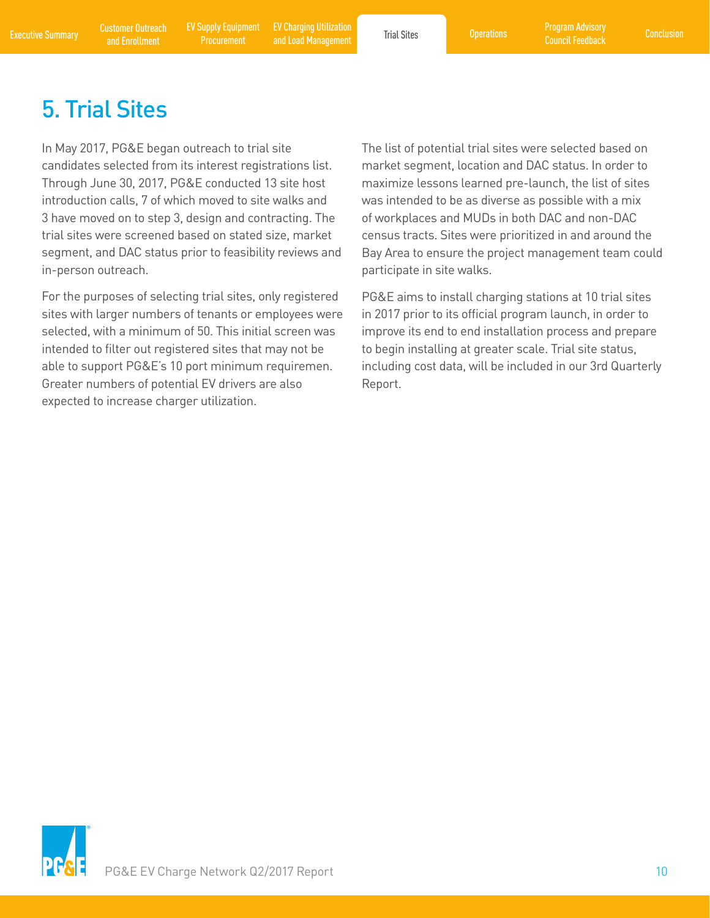# 5. Trial Sites

In May 2017, PG&E began outreach to trial site candidates selected from its interest registrations list. Through June 30, 2017, PG&E conducted 13 site host introduction calls, 7 of which moved to site walks and 3 have moved on to step 3, design and contracting. The trial sites were screened based on stated size, market segment, and DAC status prior to feasibility reviews and in-person outreach.

For the purposes of selecting trial sites, only registered sites with larger numbers of tenants or employees were selected, with a minimum of 50. This initial screen was intended to filter out registered sites that may not be able to support PG&E's 10 port minimum requiremen. Greater numbers of potential EV drivers are also expected to increase charger utilization.

The list of potential trial sites were selected based on market segment, location and DAC status. In order to maximize lessons learned pre-launch, the list of sites was intended to be as diverse as possible with a mix of workplaces and MUDs in both DAC and non-DAC census tracts. Sites were prioritized in and around the Bay Area to ensure the project management team could participate in site walks.

PG&E aims to install charging stations at 10 trial sites in 2017 prior to its official program launch, in order to improve its end to end installation process and prepare to begin installing at greater scale. Trial site status, including cost data, will be included in our 3rd Quarterly Report.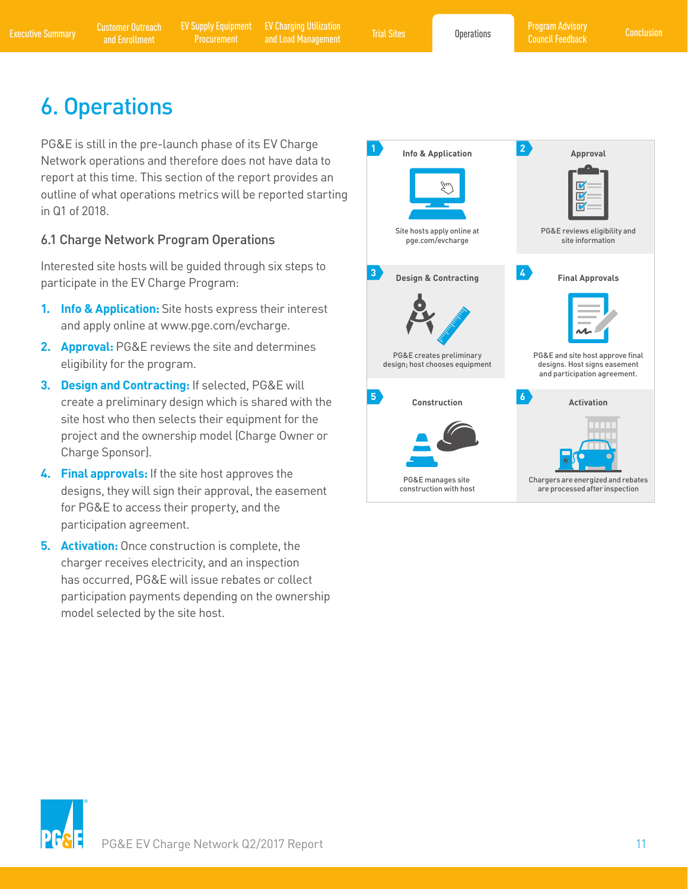# 6. Operations

PG&E is still in the pre-launch phase of its EV Charge Network operations and therefore does not have data to report at this time. This section of the report provides an outline of what operations metrics will be reported starting in Q1 of 2018.

## 6.1 Charge Network Program Operations

Interested site hosts will be guided through six steps to participate in the EV Charge Program:

1. **Info & Application:** Site hosts express their interest and apply online at www.pge.com/evcharge.
2. **Approval:** PG&E reviews the site and determines eligibility for the program.
3. **Design and Contracting:** If selected, PG&E will create a preliminary design which is shared with the site host who then selects their equipment for the project and the ownership model (Charge Owner or Charge Sponsor).
4. **Final approvals:** If the site host approves the designs, they will sign their approval, the easement for PG&E to access their property, and the participation agreement.
5. **Activation:** Once construction is complete, the charger receives electricity, and an inspection has occurred, PG&E will issue rebates or collect participation payments depending on the ownership model selected by the site host.

**1 Info & Application** — Site hosts apply online at pge.com/evcharge

**2 Approval** — PG&E reviews eligibility and site information

**3 Design & Contracting** — PG&E creates preliminary design; host chooses equipment

**4 Final Approvals** — PG&E and site host approve final designs. Host signs easement and participation agreement.

**5 Construction** — PG&E manages site construction with host

**6 Activation** — Chargers are energized and rebates are processed after inspection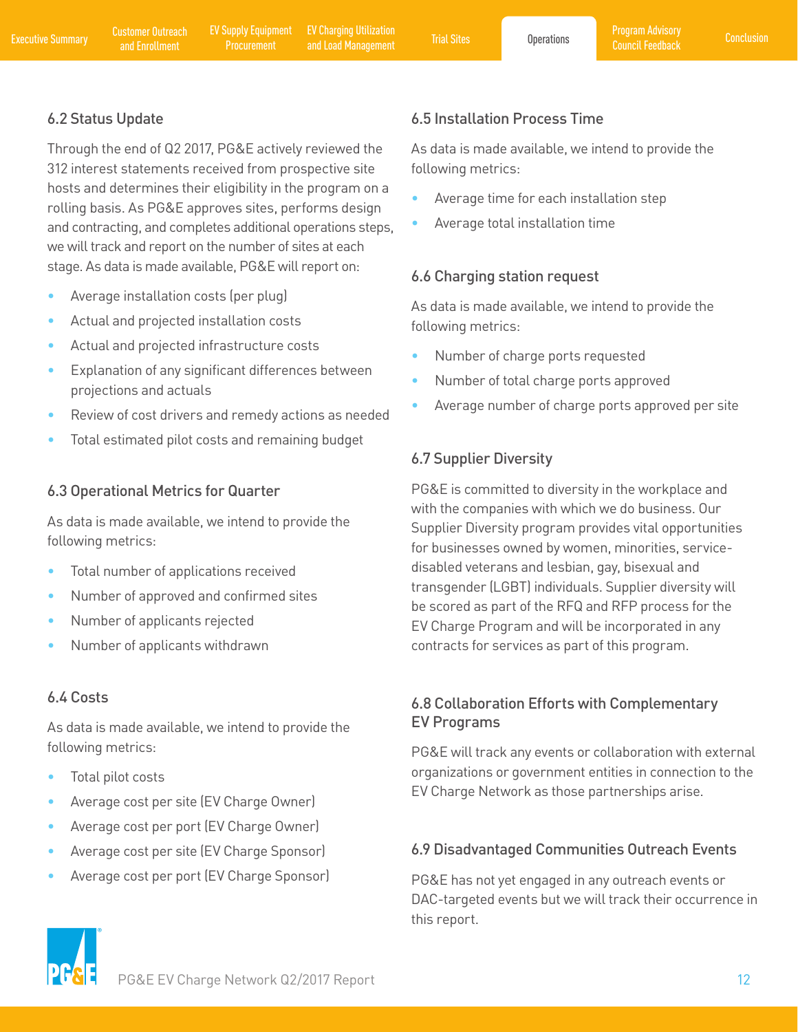### 6.2 Status Update

Through the end of Q2 2017, PG&E actively reviewed the 312 interest statements received from prospective site hosts and determines their eligibility in the program on a rolling basis. As PG&E approves sites, performs design and contracting, and completes additional operations steps, we will track and report on the number of sites at each stage. As data is made available, PG&E will report on:

- Average installation costs (per plug)
- Actual and projected installation costs
- Actual and projected infrastructure costs
- Explanation of any significant differences between projections and actuals
- Review of cost drivers and remedy actions as needed
- Total estimated pilot costs and remaining budget

### 6.3 Operational Metrics for Quarter

As data is made available, we intend to provide the following metrics:

- Total number of applications received
- Number of approved and confirmed sites
- Number of applicants rejected
- Number of applicants withdrawn

### 6.4 Costs

As data is made available, we intend to provide the following metrics:

- Total pilot costs
- Average cost per site (EV Charge Owner)
- Average cost per port (EV Charge Owner)
- Average cost per site (EV Charge Sponsor)
- Average cost per port (EV Charge Sponsor)

### 6.5 Installation Process Time

As data is made available, we intend to provide the following metrics:

- Average time for each installation step
- Average total installation time

### 6.6 Charging station request

As data is made available, we intend to provide the following metrics:

- Number of charge ports requested
- Number of total charge ports approved
- Average number of charge ports approved per site

### 6.7 Supplier Diversity

PG&E is committed to diversity in the workplace and with the companies with which we do business. Our Supplier Diversity program provides vital opportunities for businesses owned by women, minorities, service-disabled veterans and lesbian, gay, bisexual and transgender (LGBT) individuals. Supplier diversity will be scored as part of the RFQ and RFP process for the EV Charge Program and will be incorporated in any contracts for services as part of this program.

### 6.8 Collaboration Efforts with Complementary EV Programs

PG&E will track any events or collaboration with external organizations or government entities in connection to the EV Charge Network as those partnerships arise.

### 6.9 Disadvantaged Communities Outreach Events

PG&E has not yet engaged in any outreach events or DAC-targeted events but we will track their occurrence in this report.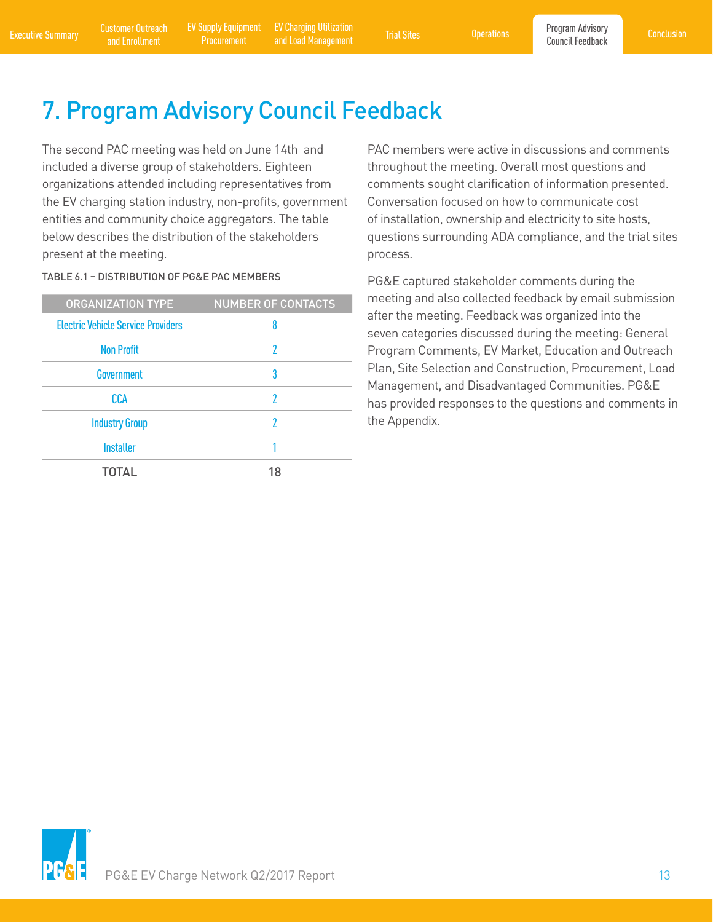# 7. Program Advisory Council Feedback

The second PAC meeting was held on June 14th and included a diverse group of stakeholders. Eighteen organizations attended including representatives from the EV charging station industry, non-profits, government entities and community choice aggregators. The table below describes the distribution of the stakeholders present at the meeting.

TABLE 6.1 – DISTRIBUTION OF PG&E PAC MEMBERS

| ORGANIZATION TYPE | NUMBER OF CONTACTS |
|---|---|
| Electric Vehicle Service Providers | 8 |
| Non Profit | 2 |
| Government | 3 |
| CCA | 2 |
| Industry Group | 2 |
| Installer | 1 |
| TOTAL | 18 |

PAC members were active in discussions and comments throughout the meeting. Overall most questions and comments sought clarification of information presented. Conversation focused on how to communicate cost of installation, ownership and electricity to site hosts, questions surrounding ADA compliance, and the trial sites process.

PG&E captured stakeholder comments during the meeting and also collected feedback by email submission after the meeting. Feedback was organized into the seven categories discussed during the meeting: General Program Comments, EV Market, Education and Outreach Plan, Site Selection and Construction, Procurement, Load Management, and Disadvantaged Communities. PG&E has provided responses to the questions and comments in the Appendix.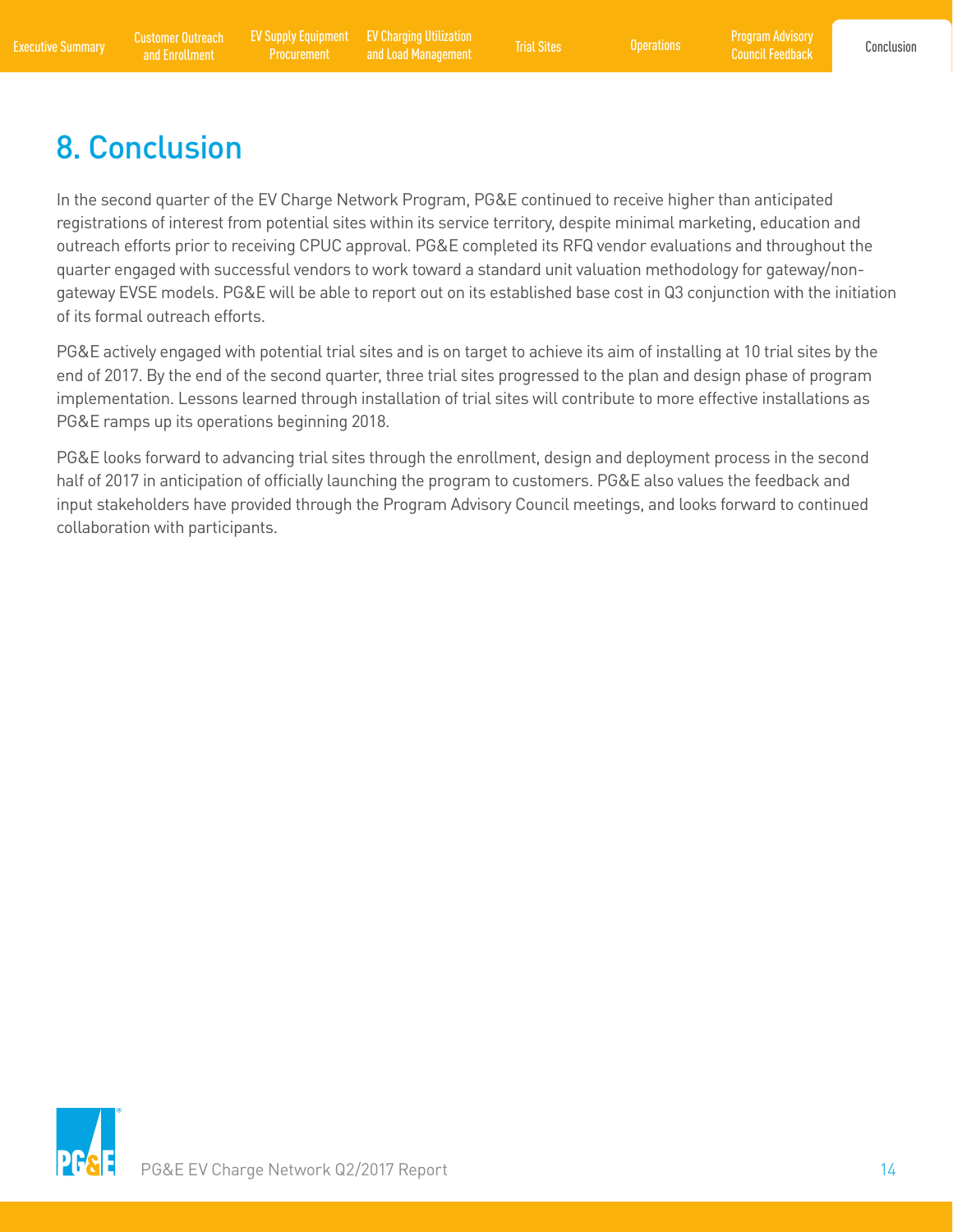# 8. Conclusion

In the second quarter of the EV Charge Network Program, PG&E continued to receive higher than anticipated registrations of interest from potential sites within its service territory, despite minimal marketing, education and outreach efforts prior to receiving CPUC approval. PG&E completed its RFQ vendor evaluations and throughout the quarter engaged with successful vendors to work toward a standard unit valuation methodology for gateway/non-gateway EVSE models. PG&E will be able to report out on its established base cost in Q3 conjunction with the initiation of its formal outreach efforts.

PG&E actively engaged with potential trial sites and is on target to achieve its aim of installing at 10 trial sites by the end of 2017. By the end of the second quarter, three trial sites progressed to the plan and design phase of program implementation. Lessons learned through installation of trial sites will contribute to more effective installations as PG&E ramps up its operations beginning 2018.

PG&E looks forward to advancing trial sites through the enrollment, design and deployment process in the second half of 2017 in anticipation of officially launching the program to customers. PG&E also values the feedback and input stakeholders have provided through the Program Advisory Council meetings, and looks forward to continued collaboration with participants.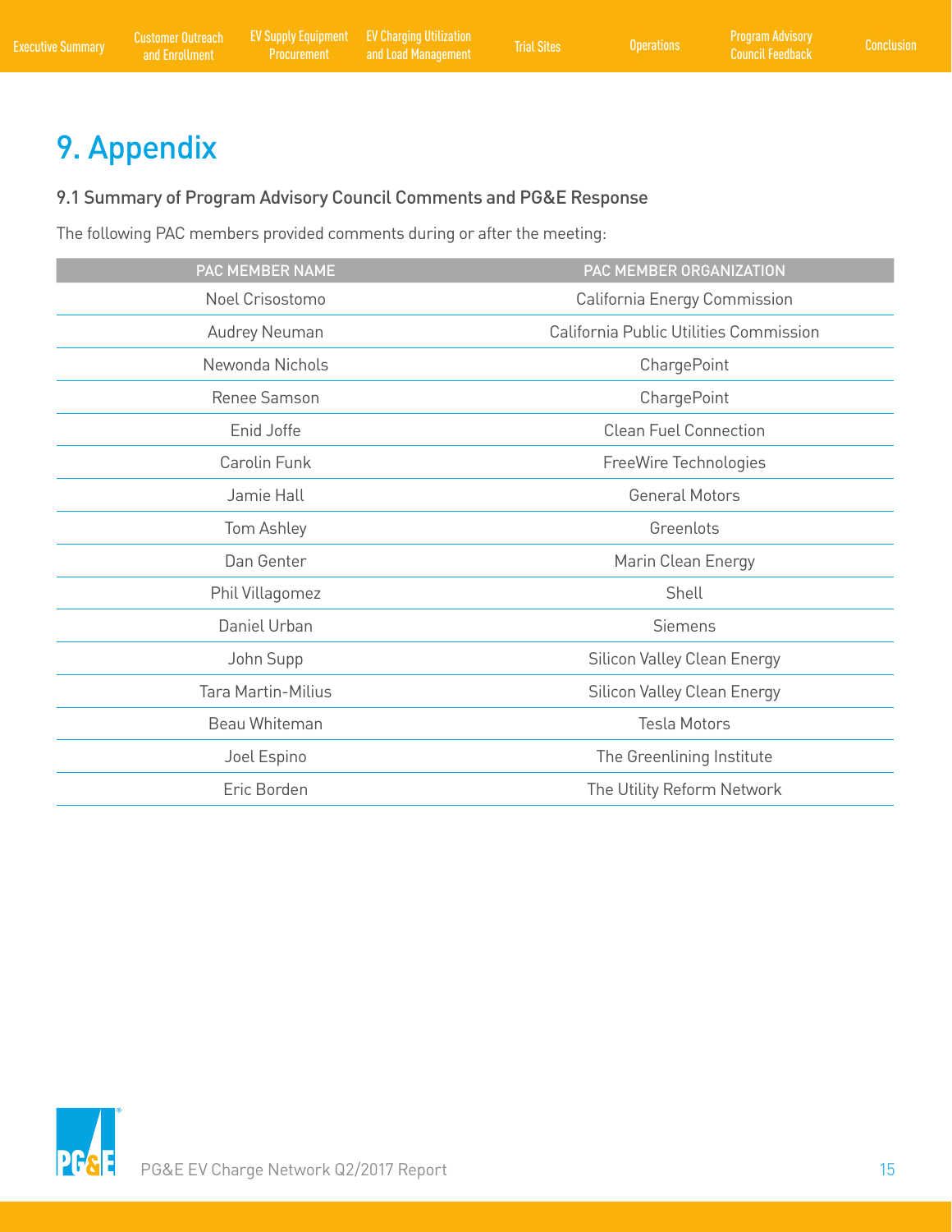# 9. Appendix

### 9.1 Summary of Program Advisory Council Comments and PG&E Response

The following PAC members provided comments during or after the meeting:

| PAC MEMBER NAME | PAC MEMBER ORGANIZATION |
|---|---|
| Noel Crisostomo | California Energy Commission |
| Audrey Neuman | California Public Utilities Commission |
| Newonda Nichols | ChargePoint |
| Renee Samson | ChargePoint |
| Enid Joffe | Clean Fuel Connection |
| Carolin Funk | FreeWire Technologies |
| Jamie Hall | General Motors |
| Tom Ashley | Greenlots |
| Dan Genter | Marin Clean Energy |
| Phil Villagomez | Shell |
| Daniel Urban | Siemens |
| John Supp | Silicon Valley Clean Energy |
| Tara Martin-Milius | Silicon Valley Clean Energy |
| Beau Whiteman | Tesla Motors |
| Joel Espino | The Greenlining Institute |
| Eric Borden | The Utility Reform Network |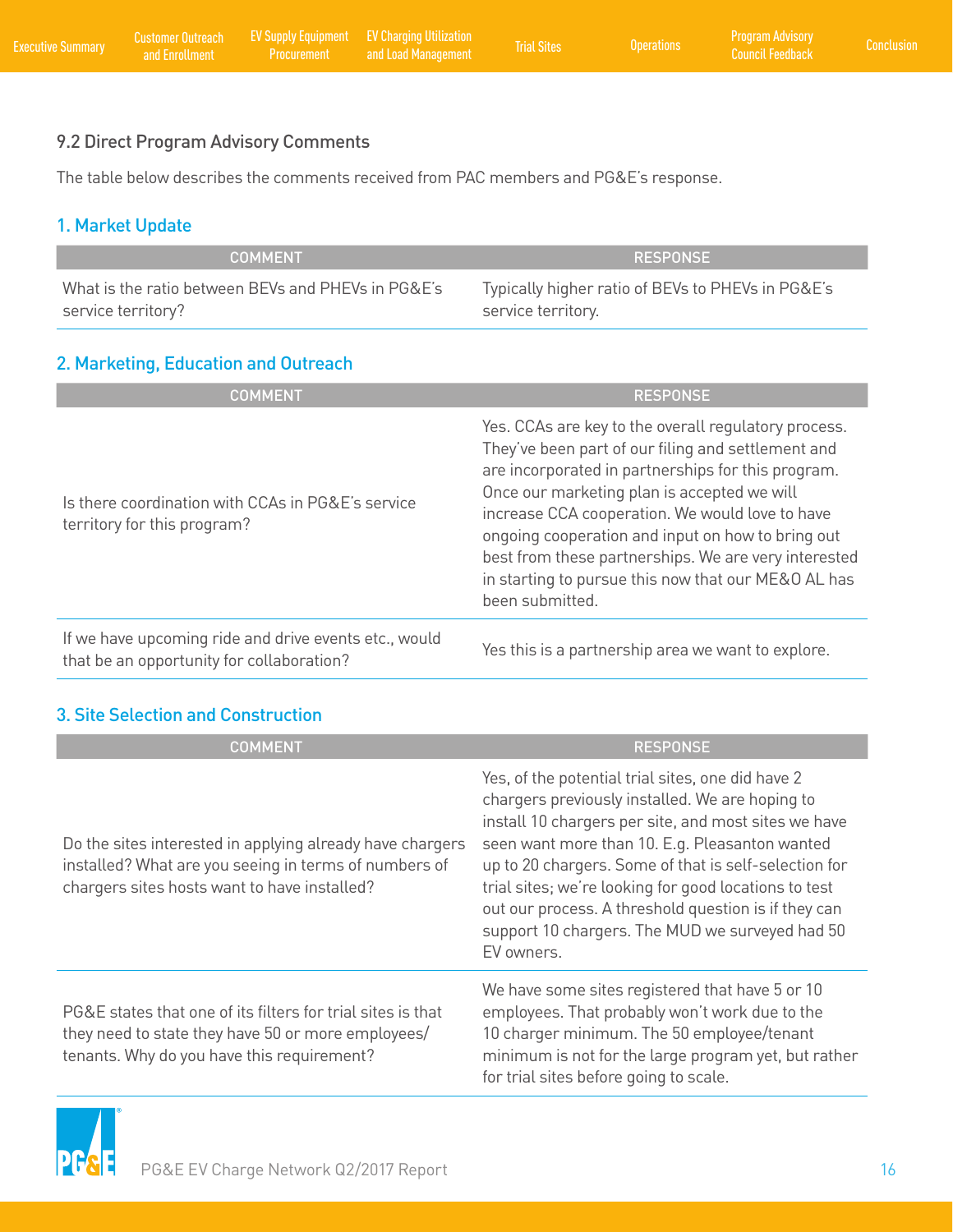## 9.2 Direct Program Advisory Comments

The table below describes the comments received from PAC members and PG&E's response.

### 1. Market Update

| COMMENT | RESPONSE |
| --- | --- |
| What is the ratio between BEVs and PHEVs in PG&E's service territory? | Typically higher ratio of BEVs to PHEVs in PG&E's service territory. |

### 2. Marketing, Education and Outreach

| COMMENT | RESPONSE |
| --- | --- |
| Is there coordination with CCAs in PG&E's service territory for this program? | Yes. CCAs are key to the overall regulatory process. They've been part of our filing and settlement and are incorporated in partnerships for this program. Once our marketing plan is accepted we will increase CCA cooperation. We would love to have ongoing cooperation and input on how to bring out best from these partnerships. We are very interested in starting to pursue this now that our ME&O AL has been submitted. |
| If we have upcoming ride and drive events etc., would that be an opportunity for collaboration? | Yes this is a partnership area we want to explore. |

### 3. Site Selection and Construction

| COMMENT | RESPONSE |
| --- | --- |
| Do the sites interested in applying already have chargers installed? What are you seeing in terms of numbers of chargers sites hosts want to have installed? | Yes, of the potential trial sites, one did have 2 chargers previously installed. We are hoping to install 10 chargers per site, and most sites we have seen want more than 10. E.g. Pleasanton wanted up to 20 chargers. Some of that is self-selection for trial sites; we're looking for good locations to test out our process. A threshold question is if they can support 10 chargers. The MUD we surveyed had 50 EV owners. |
| PG&E states that one of its filters for trial sites is that they need to state they have 50 or more employees/ tenants. Why do you have this requirement? | We have some sites registered that have 5 or 10 employees. That probably won't work due to the 10 charger minimum. The 50 employee/tenant minimum is not for the large program yet, but rather for trial sites before going to scale. |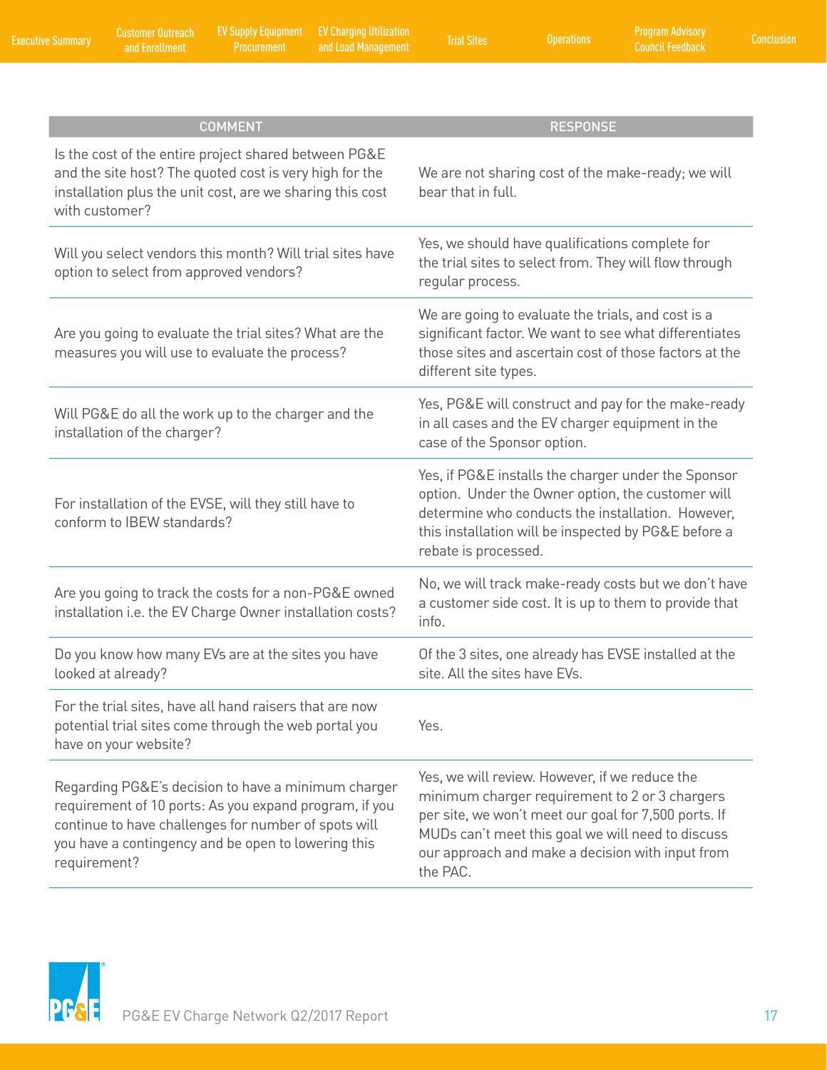| COMMENT | RESPONSE |
|---|---|
| Is the cost of the entire project shared between PG&E and the site host? The quoted cost is very high for the installation plus the unit cost, are we sharing this cost with customer? | We are not sharing cost of the make-ready; we will bear that in full. |
| Will you select vendors this month? Will trial sites have option to select from approved vendors? | Yes, we should have qualifications complete for the trial sites to select from. They will flow through regular process. |
| Are you going to evaluate the trial sites? What are the measures you will use to evaluate the process? | We are going to evaluate the trials, and cost is a significant factor. We want to see what differentiates those sites and ascertain cost of those factors at the different site types. |
| Will PG&E do all the work up to the charger and the installation of the charger? | Yes, PG&E will construct and pay for the make-ready in all cases and the EV charger equipment in the case of the Sponsor option. |
| For installation of the EVSE, will they still have to conform to IBEW standards? | Yes, if PG&E installs the charger under the Sponsor option. Under the Owner option, the customer will determine who conducts the installation. However, this installation will be inspected by PG&E before a rebate is processed. |
| Are you going to track the costs for a non-PG&E owned installation i.e. the EV Charge Owner installation costs? | No, we will track make-ready costs but we don't have a customer side cost. It is up to them to provide that info. |
| Do you know how many EVs are at the sites you have looked at already? | Of the 3 sites, one already has EVSE installed at the site. All the sites have EVs. |
| For the trial sites, have all hand raisers that are now potential trial sites come through the web portal you have on your website? | Yes. |
| Regarding PG&E's decision to have a minimum charger requirement of 10 ports: As you expand program, if you continue to have challenges for number of spots will you have a contingency and be open to lowering this requirement? | Yes, we will review. However, if we reduce the minimum charger requirement to 2 or 3 chargers per site, we won't meet our goal for 7,500 ports. If MUDs can't meet this goal we will need to discuss our approach and make a decision with input from the PAC. |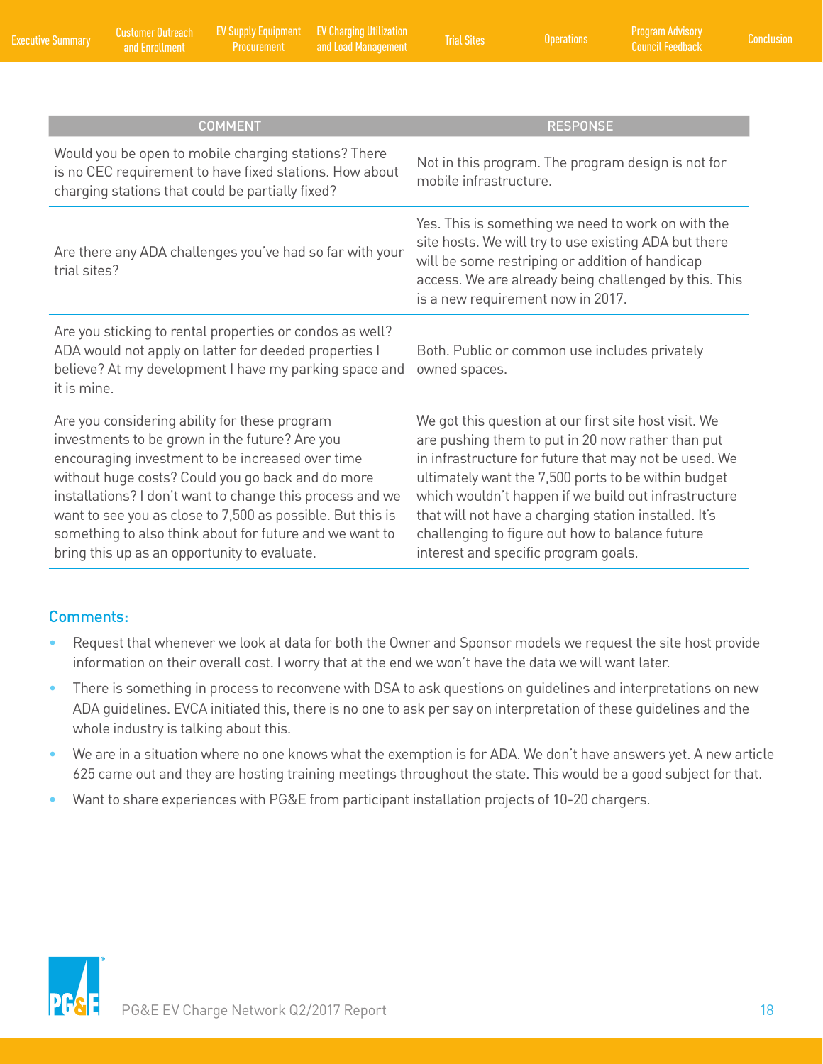| COMMENT | RESPONSE |
| --- | --- |
| Would you be open to mobile charging stations? There is no CEC requirement to have fixed stations. How about charging stations that could be partially fixed? | Not in this program. The program design is not for mobile infrastructure. |
| Are there any ADA challenges you've had so far with your trial sites? | Yes. This is something we need to work on with the site hosts. We will try to use existing ADA but there will be some restriping or addition of handicap access. We are already being challenged by this. This is a new requirement now in 2017. |
| Are you sticking to rental properties or condos as well? ADA would not apply on latter for deeded properties I believe? At my development I have my parking space and it is mine. | Both. Public or common use includes privately owned spaces. |
| Are you considering ability for these program investments to be grown in the future? Are you encouraging investment to be increased over time without huge costs? Could you go back and do more installations? I don't want to change this process and we want to see you as close to 7,500 as possible. But this is something to also think about for future and we want to bring this up as an opportunity to evaluate. | We got this question at our first site host visit. We are pushing them to put in 20 now rather than put in infrastructure for future that may not be used. We ultimately want the 7,500 ports to be within budget which wouldn't happen if we build out infrastructure that will not have a charging station installed. It's challenging to figure out how to balance future interest and specific program goals. |

### Comments:

- Request that whenever we look at data for both the Owner and Sponsor models we request the site host provide information on their overall cost. I worry that at the end we won't have the data we will want later.
- There is something in process to reconvene with DSA to ask questions on guidelines and interpretations on new ADA guidelines. EVCA initiated this, there is no one to ask per say on interpretation of these guidelines and the whole industry is talking about this.
- We are in a situation where no one knows what the exemption is for ADA. We don't have answers yet. A new article 625 came out and they are hosting training meetings throughout the state. This would be a good subject for that.
- Want to share experiences with PG&E from participant installation projects of 10-20 chargers.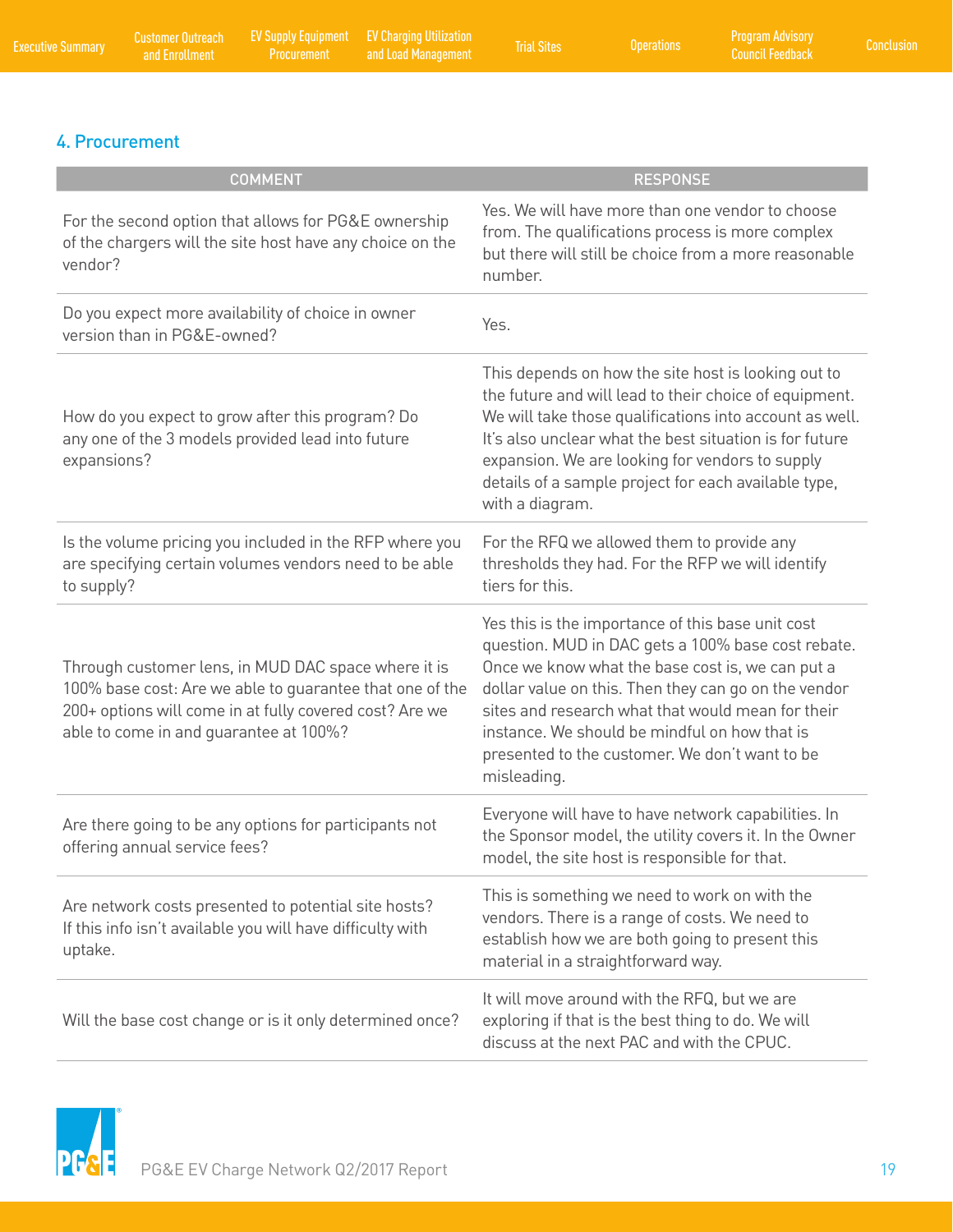## 4. Procurement

| COMMENT | RESPONSE |
|---|---|
| For the second option that allows for PG&E ownership of the chargers will the site host have any choice on the vendor? | Yes. We will have more than one vendor to choose from. The qualifications process is more complex but there will still be choice from a more reasonable number. |
| Do you expect more availability of choice in owner version than in PG&E-owned? | Yes. |
| How do you expect to grow after this program? Do any one of the 3 models provided lead into future expansions? | This depends on how the site host is looking out to the future and will lead to their choice of equipment. We will take those qualifications into account as well. It's also unclear what the best situation is for future expansion. We are looking for vendors to supply details of a sample project for each available type, with a diagram. |
| Is the volume pricing you included in the RFP where you are specifying certain volumes vendors need to be able to supply? | For the RFQ we allowed them to provide any thresholds they had. For the RFP we will identify tiers for this. |
| Through customer lens, in MUD DAC space where it is 100% base cost: Are we able to guarantee that one of the 200+ options will come in at fully covered cost? Are we able to come in and guarantee at 100%? | Yes this is the importance of this base unit cost question. MUD in DAC gets a 100% base cost rebate. Once we know what the base cost is, we can put a dollar value on this. Then they can go on the vendor sites and research what that would mean for their instance. We should be mindful on how that is presented to the customer. We don't want to be misleading. |
| Are there going to be any options for participants not offering annual service fees? | Everyone will have to have network capabilities. In the Sponsor model, the utility covers it. In the Owner model, the site host is responsible for that. |
| Are network costs presented to potential site hosts? If this info isn't available you will have difficulty with uptake. | This is something we need to work on with the vendors. There is a range of costs. We need to establish how we are both going to present this material in a straightforward way. |
| Will the base cost change or is it only determined once? | It will move around with the RFQ, but we are exploring if that is the best thing to do. We will discuss at the next PAC and with the CPUC. |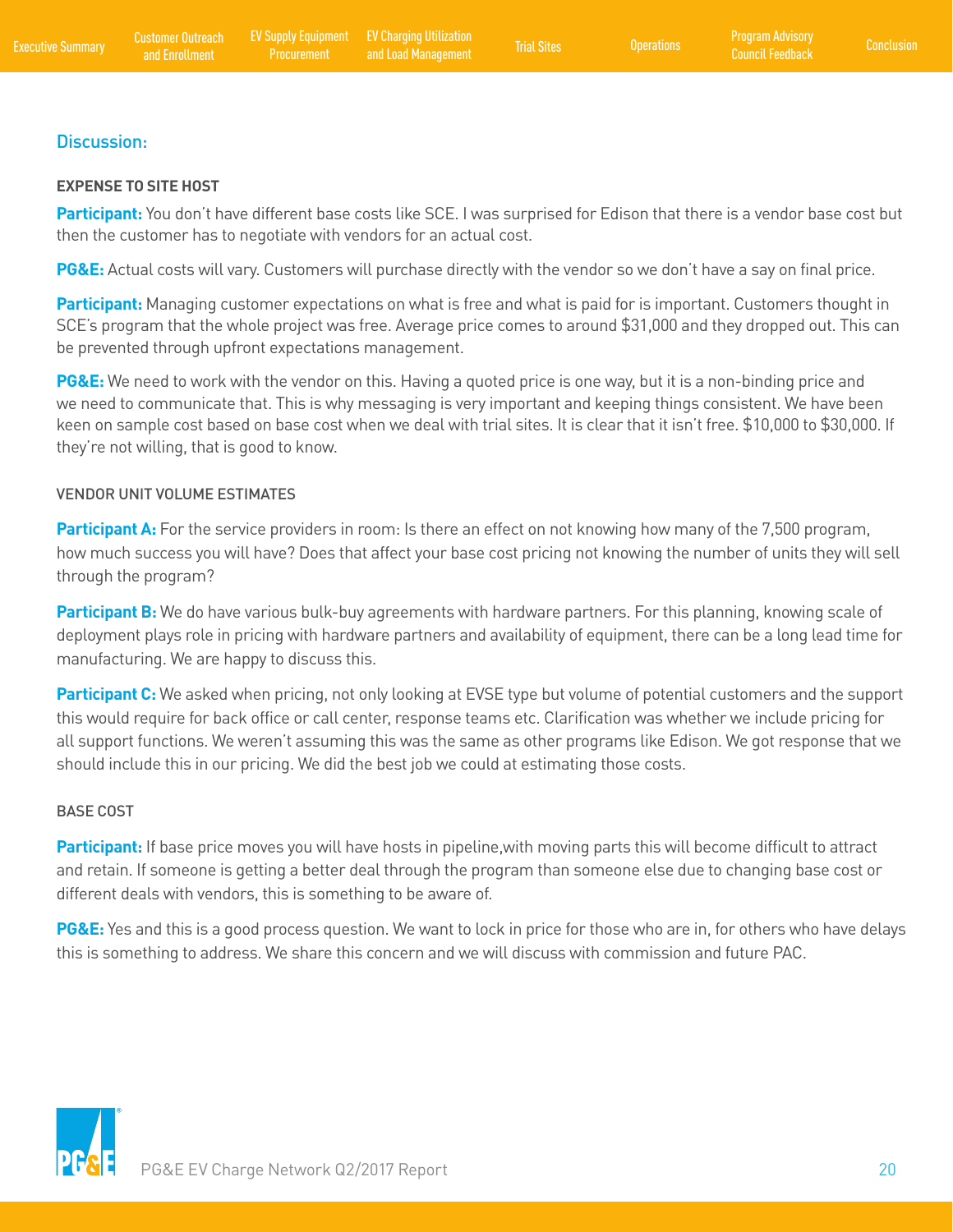## Discussion:

### EXPENSE TO SITE HOST

**Participant:** You don't have different base costs like SCE. I was surprised for Edison that there is a vendor base cost but then the customer has to negotiate with vendors for an actual cost.

**PG&E:** Actual costs will vary. Customers will purchase directly with the vendor so we don't have a say on final price.

**Participant:** Managing customer expectations on what is free and what is paid for is important. Customers thought in SCE's program that the whole project was free. Average price comes to around $31,000 and they dropped out. This can be prevented through upfront expectations management.

**PG&E:** We need to work with the vendor on this. Having a quoted price is one way, but it is a non-binding price and we need to communicate that. This is why messaging is very important and keeping things consistent. We have been keen on sample cost based on base cost when we deal with trial sites. It is clear that it isn't free. $10,000 to $30,000. If they're not willing, that is good to know.

### VENDOR UNIT VOLUME ESTIMATES

**Participant A:** For the service providers in room: Is there an effect on not knowing how many of the 7,500 program, how much success you will have? Does that affect your base cost pricing not knowing the number of units they will sell through the program?

**Participant B:** We do have various bulk-buy agreements with hardware partners. For this planning, knowing scale of deployment plays role in pricing with hardware partners and availability of equipment, there can be a long lead time for manufacturing. We are happy to discuss this.

**Participant C:** We asked when pricing, not only looking at EVSE type but volume of potential customers and the support this would require for back office or call center, response teams etc. Clarification was whether we include pricing for all support functions. We weren't assuming this was the same as other programs like Edison. We got response that we should include this in our pricing. We did the best job we could at estimating those costs.

### BASE COST

**Participant:** If base price moves you will have hosts in pipeline,with moving parts this will become difficult to attract and retain. If someone is getting a better deal through the program than someone else due to changing base cost or different deals with vendors, this is something to be aware of.

**PG&E:** Yes and this is a good process question. We want to lock in price for those who are in, for others who have delays this is something to address. We share this concern and we will discuss with commission and future PAC.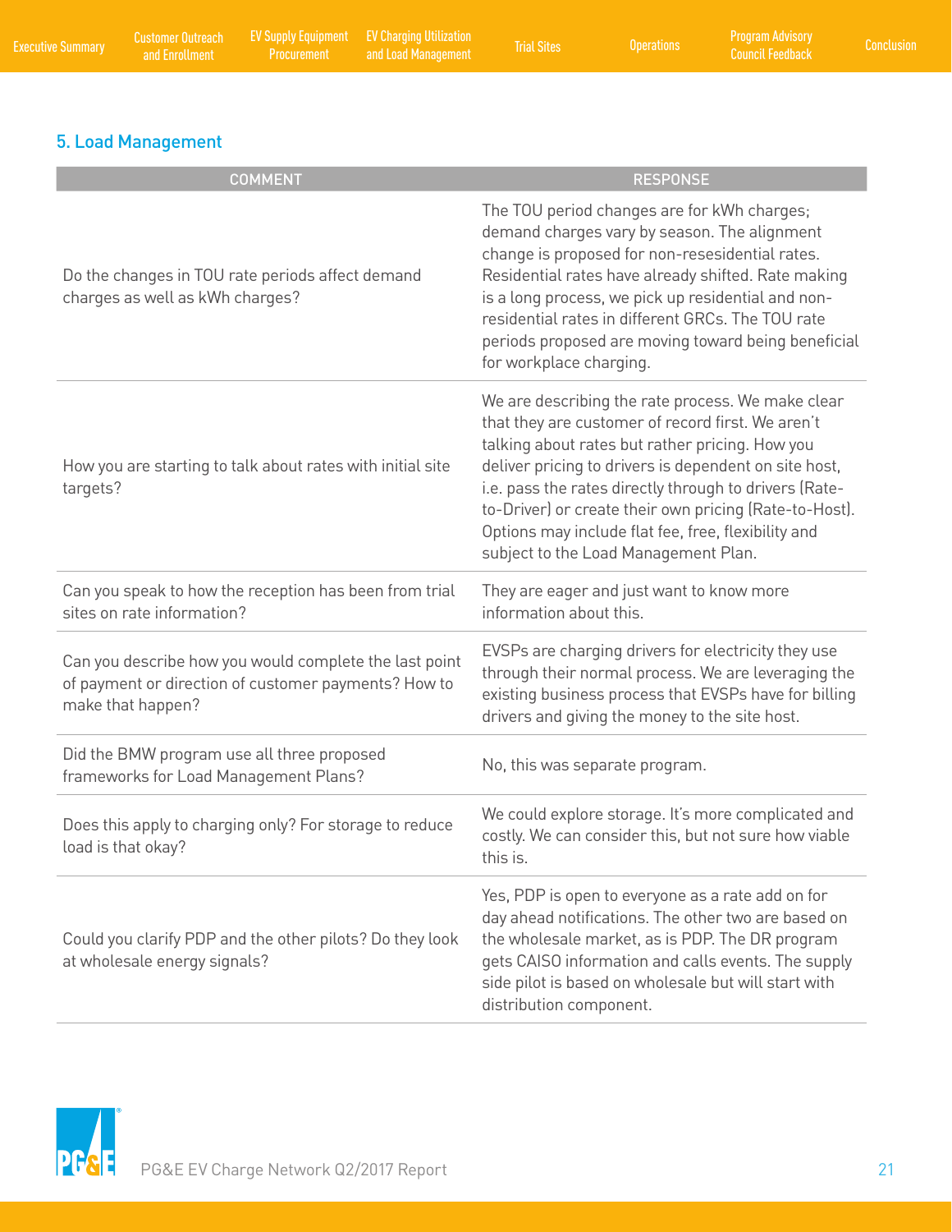## 5. Load Management

| COMMENT | RESPONSE |
|---|---|
| Do the changes in TOU rate periods affect demand charges as well as kWh charges? | The TOU period changes are for kWh charges; demand charges vary by season. The alignment change is proposed for non-resesidential rates. Residential rates have already shifted. Rate making is a long process, we pick up residential and non-residential rates in different GRCs. The TOU rate periods proposed are moving toward being beneficial for workplace charging. |
| How you are starting to talk about rates with initial site targets? | We are describing the rate process. We make clear that they are customer of record first. We aren't talking about rates but rather pricing. How you deliver pricing to drivers is dependent on site host, i.e. pass the rates directly through to drivers (Rate-to-Driver) or create their own pricing (Rate-to-Host). Options may include flat fee, free, flexibility and subject to the Load Management Plan. |
| Can you speak to how the reception has been from trial sites on rate information? | They are eager and just want to know more information about this. |
| Can you describe how you would complete the last point of payment or direction of customer payments? How to make that happen? | EVSPs are charging drivers for electricity they use through their normal process. We are leveraging the existing business process that EVSPs have for billing drivers and giving the money to the site host. |
| Did the BMW program use all three proposed frameworks for Load Management Plans? | No, this was separate program. |
| Does this apply to charging only? For storage to reduce load is that okay? | We could explore storage. It's more complicated and costly. We can consider this, but not sure how viable this is. |
| Could you clarify PDP and the other pilots? Do they look at wholesale energy signals? | Yes, PDP is open to everyone as a rate add on for day ahead notifications. The other two are based on the wholesale market, as is PDP. The DR program gets CAISO information and calls events. The supply side pilot is based on wholesale but will start with distribution component. |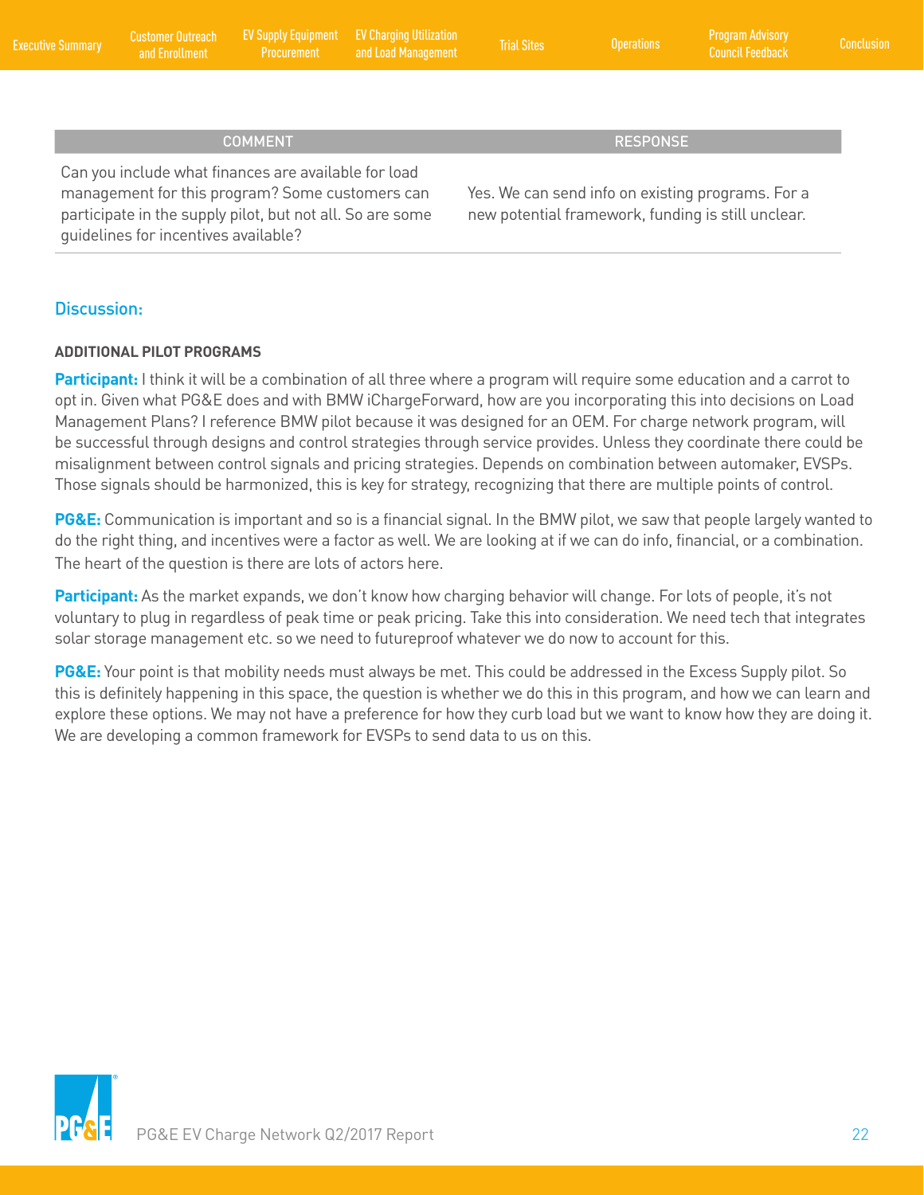| COMMENT | RESPONSE |
| --- | --- |
| Can you include what finances are available for load management for this program? Some customers can participate in the supply pilot, but not all. So are some guidelines for incentives available? | Yes. We can send info on existing programs. For a new potential framework, funding is still unclear. |

## Discussion:

### ADDITIONAL PILOT PROGRAMS

**Participant:** I think it will be a combination of all three where a program will require some education and a carrot to opt in. Given what PG&E does and with BMW iChargeForward, how are you incorporating this into decisions on Load Management Plans? I reference BMW pilot because it was designed for an OEM. For charge network program, will be successful through designs and control strategies through service provides. Unless they coordinate there could be misalignment between control signals and pricing strategies. Depends on combination between automaker, EVSPs. Those signals should be harmonized, this is key for strategy, recognizing that there are multiple points of control.

**PG&E:** Communication is important and so is a financial signal. In the BMW pilot, we saw that people largely wanted to do the right thing, and incentives were a factor as well. We are looking at if we can do info, financial, or a combination. The heart of the question is there are lots of actors here.

**Participant:** As the market expands, we don't know how charging behavior will change. For lots of people, it's not voluntary to plug in regardless of peak time or peak pricing. Take this into consideration. We need tech that integrates solar storage management etc. so we need to futureproof whatever we do now to account for this.

**PG&E:** Your point is that mobility needs must always be met. This could be addressed in the Excess Supply pilot. So this is definitely happening in this space, the question is whether we do this in this program, and how we can learn and explore these options. We may not have a preference for how they curb load but we want to know how they are doing it. We are developing a common framework for EVSPs to send data to us on this.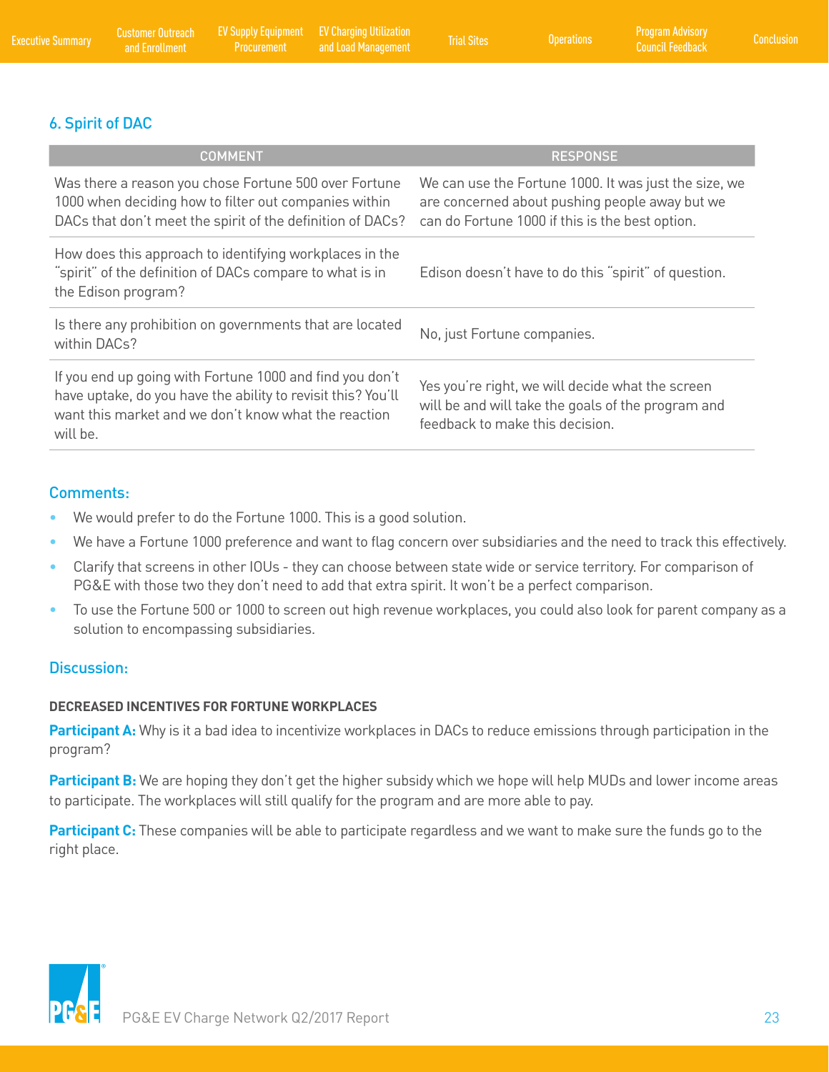## 6. Spirit of DAC

| COMMENT | RESPONSE |
|---|---|
| Was there a reason you chose Fortune 500 over Fortune 1000 when deciding how to filter out companies within DACs that don't meet the spirit of the definition of DACs? | We can use the Fortune 1000. It was just the size, we are concerned about pushing people away but we can do Fortune 1000 if this is the best option. |
| How does this approach to identifying workplaces in the "spirit" of the definition of DACs compare to what is in the Edison program? | Edison doesn't have to do this "spirit" of question. |
| Is there any prohibition on governments that are located within DACs? | No, just Fortune companies. |
| If you end up going with Fortune 1000 and find you don't have uptake, do you have the ability to revisit this? You'll want this market and we don't know what the reaction will be. | Yes you're right, we will decide what the screen will be and will take the goals of the program and feedback to make this decision. |

### Comments:

- We would prefer to do the Fortune 1000. This is a good solution.
- We have a Fortune 1000 preference and want to flag concern over subsidiaries and the need to track this effectively.
- Clarify that screens in other IOUs - they can choose between state wide or service territory. For comparison of PG&E with those two they don't need to add that extra spirit. It won't be a perfect comparison.
- To use the Fortune 500 or 1000 to screen out high revenue workplaces, you could also look for parent company as a solution to encompassing subsidiaries.

### Discussion:

#### DECREASED INCENTIVES FOR FORTUNE WORKPLACES

**Participant A:** Why is it a bad idea to incentivize workplaces in DACs to reduce emissions through participation in the program?

**Participant B:** We are hoping they don't get the higher subsidy which we hope will help MUDs and lower income areas to participate. The workplaces will still qualify for the program and are more able to pay.

**Participant C:** These companies will be able to participate regardless and we want to make sure the funds go to the right place.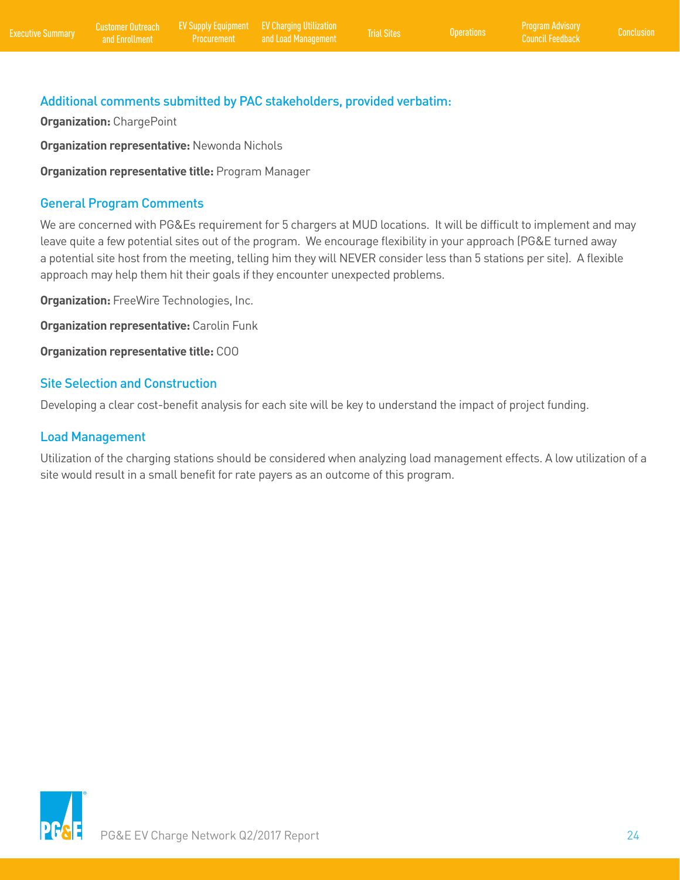## Additional comments submitted by PAC stakeholders, provided verbatim:

**Organization:** ChargePoint

**Organization representative:** Newonda Nichols

**Organization representative title:** Program Manager

### General Program Comments

We are concerned with PG&Es requirement for 5 chargers at MUD locations. It will be difficult to implement and may leave quite a few potential sites out of the program. We encourage flexibility in your approach (PG&E turned away a potential site host from the meeting, telling him they will NEVER consider less than 5 stations per site). A flexible approach may help them hit their goals if they encounter unexpected problems.

**Organization:** FreeWire Technologies, Inc.

**Organization representative:** Carolin Funk

**Organization representative title:** COO

### Site Selection and Construction

Developing a clear cost-benefit analysis for each site will be key to understand the impact of project funding.

### Load Management

Utilization of the charging stations should be considered when analyzing load management effects. A low utilization of a site would result in a small benefit for rate payers as an outcome of this program.